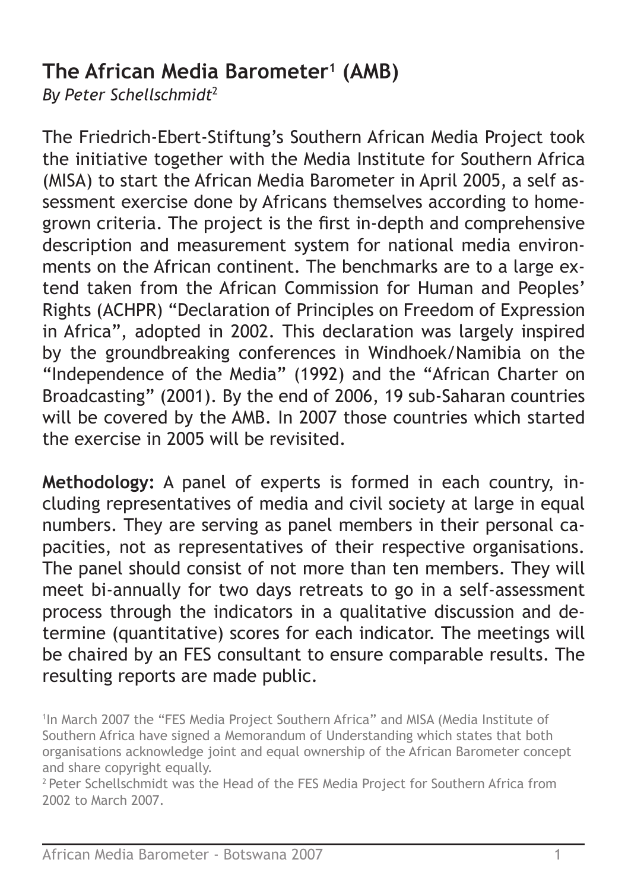# The African Media Barometer[1] (AMB)

*By Peter Schellschmidt*[2]

The Friedrich-Ebert-Stiftung's Southern African Media Project took the initiative together with the Media Institute for Southern Africa (MISA) to start the African Media Barometer in April 2005, a self assessment exercise done by Africans themselves according to homegrown criteria. The project is the first in-depth and comprehensive description and measurement system for national media environments on the African continent. The benchmarks are to a large extend taken from the African Commission for Human and Peoples' Rights (ACHPR) "Declaration of Principles on Freedom of Expression in Africa", adopted in 2002. This declaration was largely inspired by the groundbreaking conferences in Windhoek/Namibia on the "Independence of the Media" (1992) and the "African Charter on Broadcasting" (2001). By the end of 2006, 19 sub-Saharan countries will be covered by the AMB. In 2007 those countries which started the exercise in 2005 will be revisited.

**Methodology:** A panel of experts is formed in each country, including representatives of media and civil society at large in equal numbers. They are serving as panel members in their personal capacities, not as representatives of their respective organisations. The panel should consist of not more than ten members. They will meet bi-annually for two days retreats to go in a self-assessment process through the indicators in a qualitative discussion and determine (quantitative) scores for each indicator. The meetings will be chaired by an FES consultant to ensure comparable results. The resulting reports are made public.

[1] In March 2007 the "FES Media Project Southern Africa" and MISA (Media Institute of Southern Africa have signed a Memorandum of Understanding which states that both organisations acknowledge joint and equal ownership of the African Barometer concept and share copyright equally.

[2] Peter Schellschmidt was the Head of the FES Media Project for Southern Africa from 2002 to March 2007.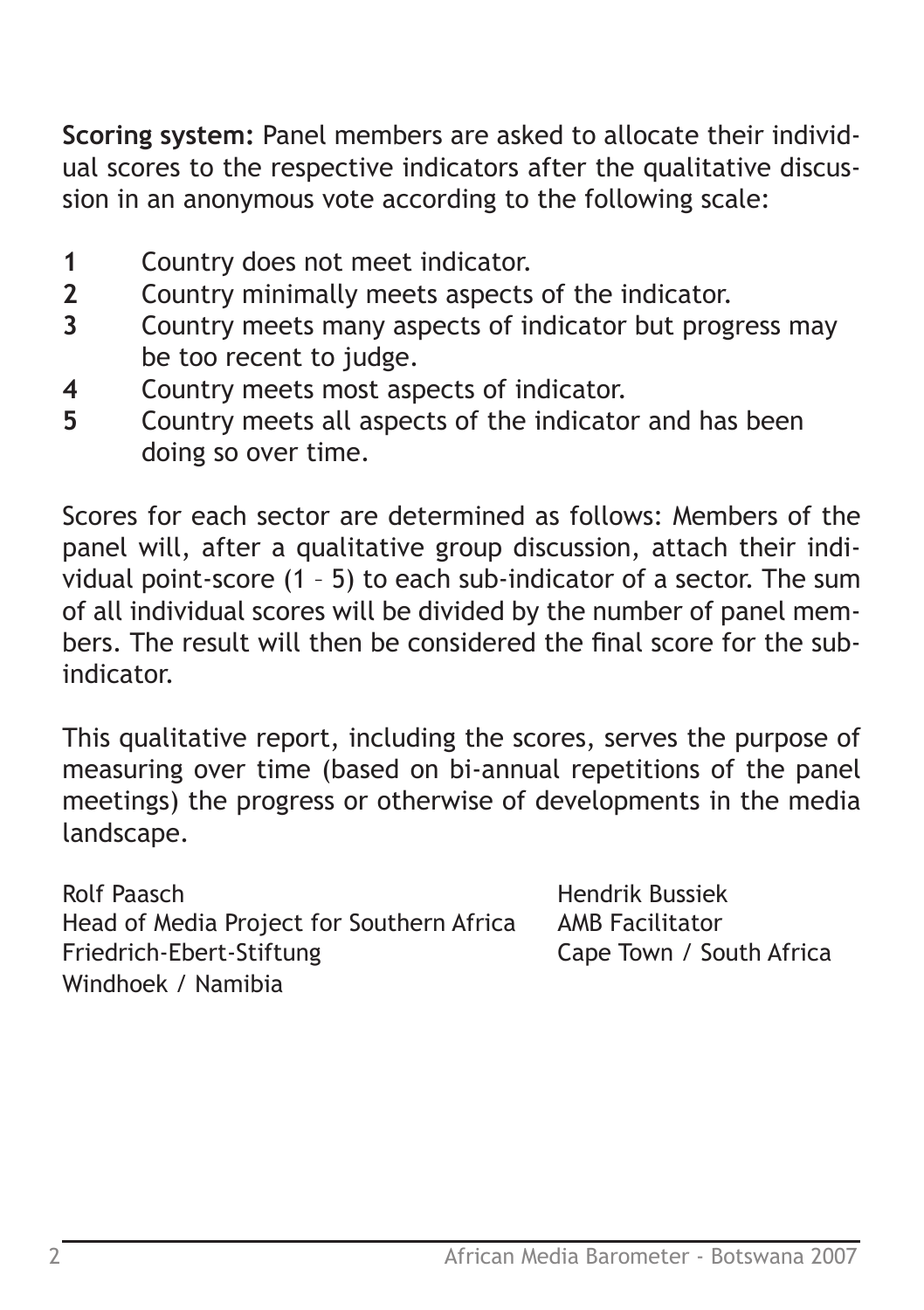**Scoring system:** Panel members are asked to allocate their individual scores to the respective indicators after the qualitative discussion in an anonymous vote according to the following scale:

**1** Country does not meet indicator.
**2** Country minimally meets aspects of the indicator.
**3** Country meets many aspects of indicator but progress may be too recent to judge.
**4** Country meets most aspects of indicator.
**5** Country meets all aspects of the indicator and has been doing so over time.

Scores for each sector are determined as follows: Members of the panel will, after a qualitative group discussion, attach their individual point-score (1 – 5) to each sub-indicator of a sector. The sum of all individual scores will be divided by the number of panel members. The result will then be considered the final score for the sub-indicator.

This qualitative report, including the scores, serves the purpose of measuring over time (based on bi-annual repetitions of the panel meetings) the progress or otherwise of developments in the media landscape.

Rolf Paasch
Head of Media Project for Southern Africa
Friedrich-Ebert-Stiftung
Windhoek / Namibia

Hendrik Bussiek
AMB Facilitator
Cape Town / South Africa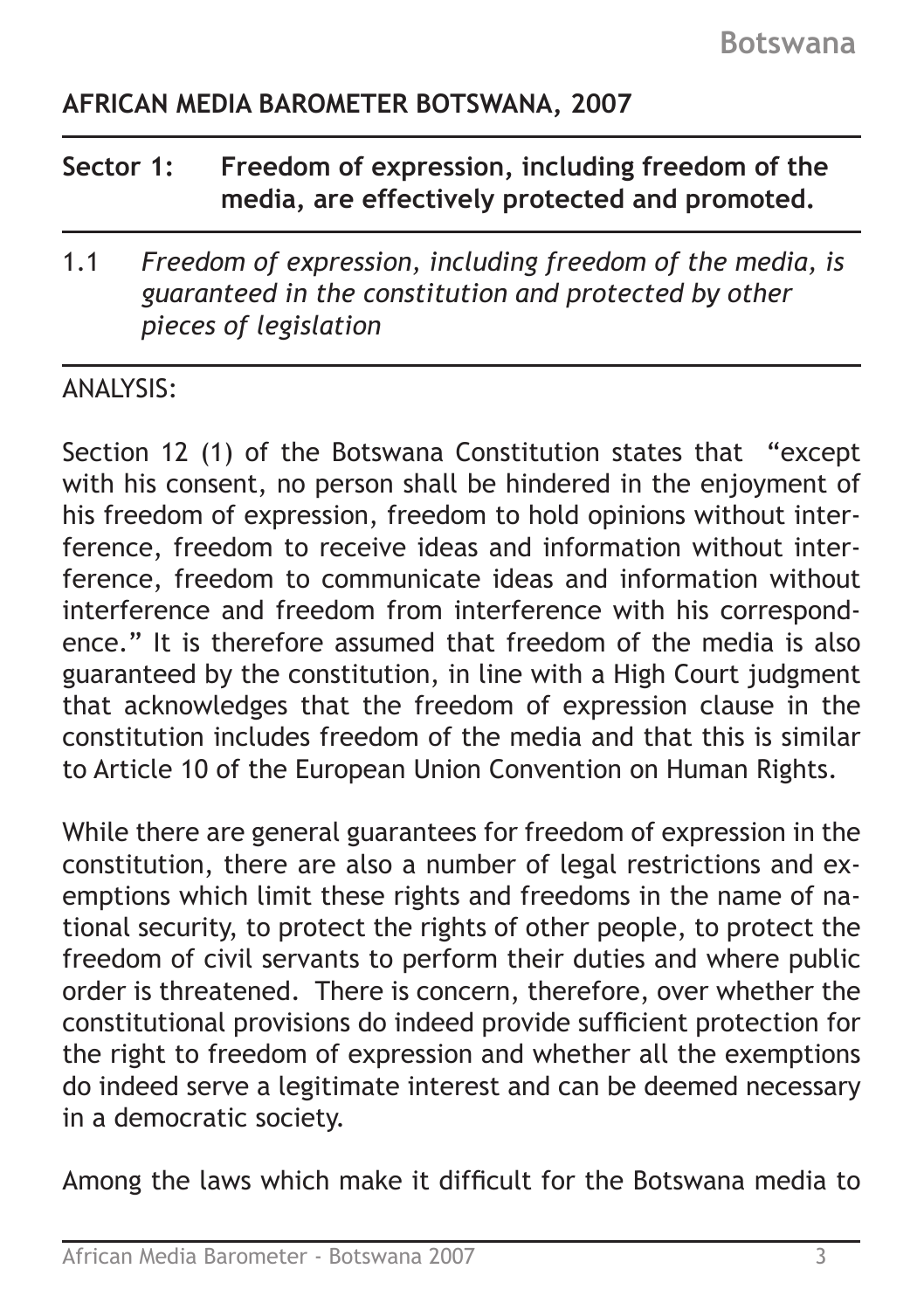## AFRICAN MEDIA BAROMETER BOTSWANA, 2007

### Sector 1: Freedom of expression, including freedom of the media, are effectively protected and promoted.

1.1 *Freedom of expression, including freedom of the media, is guaranteed in the constitution and protected by other pieces of legislation*

ANALYSIS:

Section 12 (1) of the Botswana Constitution states that "except with his consent, no person shall be hindered in the enjoyment of his freedom of expression, freedom to hold opinions without interference, freedom to receive ideas and information without interference, freedom to communicate ideas and information without interference and freedom from interference with his correspondence." It is therefore assumed that freedom of the media is also guaranteed by the constitution, in line with a High Court judgment that acknowledges that the freedom of expression clause in the constitution includes freedom of the media and that this is similar to Article 10 of the European Union Convention on Human Rights.

While there are general guarantees for freedom of expression in the constitution, there are also a number of legal restrictions and exemptions which limit these rights and freedoms in the name of national security, to protect the rights of other people, to protect the freedom of civil servants to perform their duties and where public order is threatened. There is concern, therefore, over whether the constitutional provisions do indeed provide sufficient protection for the right to freedom of expression and whether all the exemptions do indeed serve a legitimate interest and can be deemed necessary in a democratic society.

Among the laws which make it difficult for the Botswana media to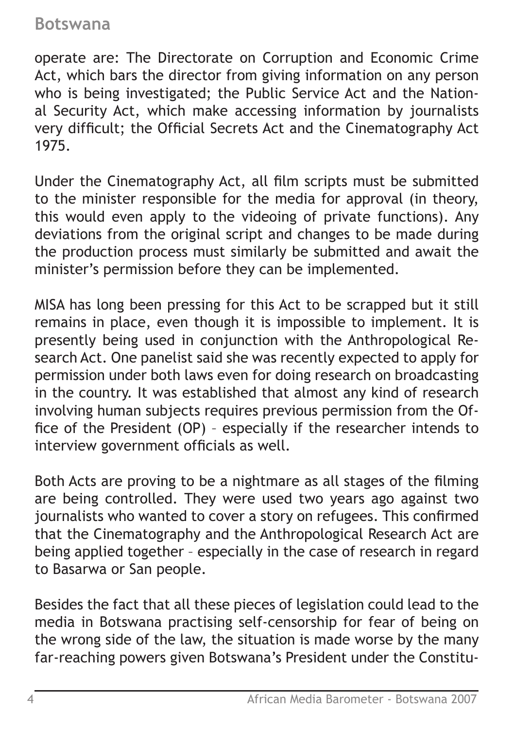operate are: The Directorate on Corruption and Economic Crime Act, which bars the director from giving information on any person who is being investigated; the Public Service Act and the National Security Act, which make accessing information by journalists very difficult; the Official Secrets Act and the Cinematography Act 1975.

Under the Cinematography Act, all film scripts must be submitted to the minister responsible for the media for approval (in theory, this would even apply to the videoing of private functions). Any deviations from the original script and changes to be made during the production process must similarly be submitted and await the minister's permission before they can be implemented.

MISA has long been pressing for this Act to be scrapped but it still remains in place, even though it is impossible to implement. It is presently being used in conjunction with the Anthropological Research Act. One panelist said she was recently expected to apply for permission under both laws even for doing research on broadcasting in the country. It was established that almost any kind of research involving human subjects requires previous permission from the Office of the President (OP) – especially if the researcher intends to interview government officials as well.

Both Acts are proving to be a nightmare as all stages of the filming are being controlled. They were used two years ago against two journalists who wanted to cover a story on refugees. This confirmed that the Cinematography and the Anthropological Research Act are being applied together – especially in the case of research in regard to Basarwa or San people.

Besides the fact that all these pieces of legislation could lead to the media in Botswana practising self-censorship for fear of being on the wrong side of the law, the situation is made worse by the many far-reaching powers given Botswana's President under the Constitu-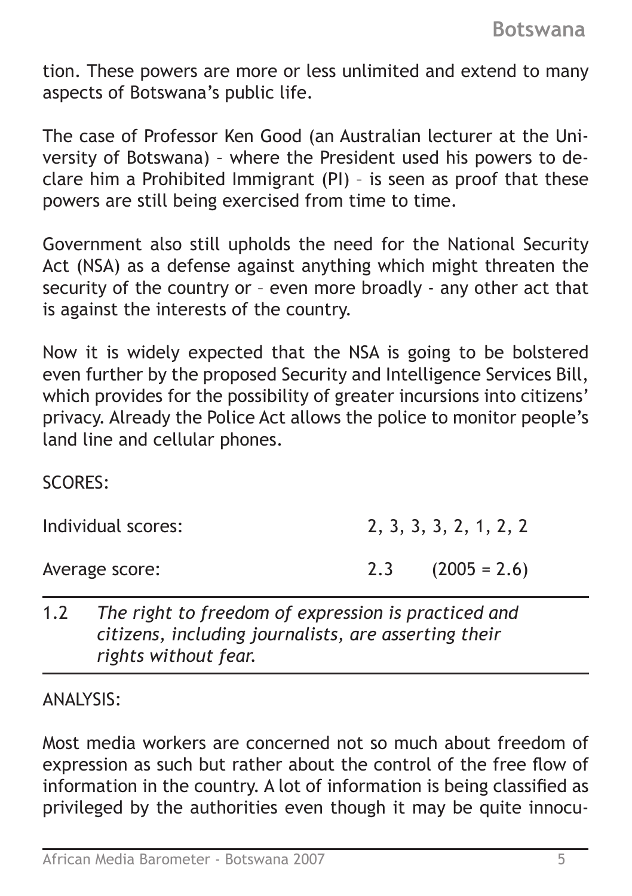tion. These powers are more or less unlimited and extend to many aspects of Botswana's public life.

The case of Professor Ken Good (an Australian lecturer at the University of Botswana) – where the President used his powers to declare him a Prohibited Immigrant (PI) – is seen as proof that these powers are still being exercised from time to time.

Government also still upholds the need for the National Security Act (NSA) as a defense against anything which might threaten the security of the country or – even more broadly - any other act that is against the interests of the country.

Now it is widely expected that the NSA is going to be bolstered even further by the proposed Security and Intelligence Services Bill, which provides for the possibility of greater incursions into citizens' privacy. Already the Police Act allows the police to monitor people's land line and cellular phones.

SCORES:

| | |
|---|---|
| Individual scores: | 2, 3, 3, 3, 2, 1, 2, 2 |
| Average score: | 2.3 (2005 = 2.6) |

---

1.2 *The right to freedom of expression is practiced and citizens, including journalists, are asserting their rights without fear.*

---

ANALYSIS:

Most media workers are concerned not so much about freedom of expression as such but rather about the control of the free flow of information in the country. A lot of information is being classified as privileged by the authorities even though it may be quite innocu-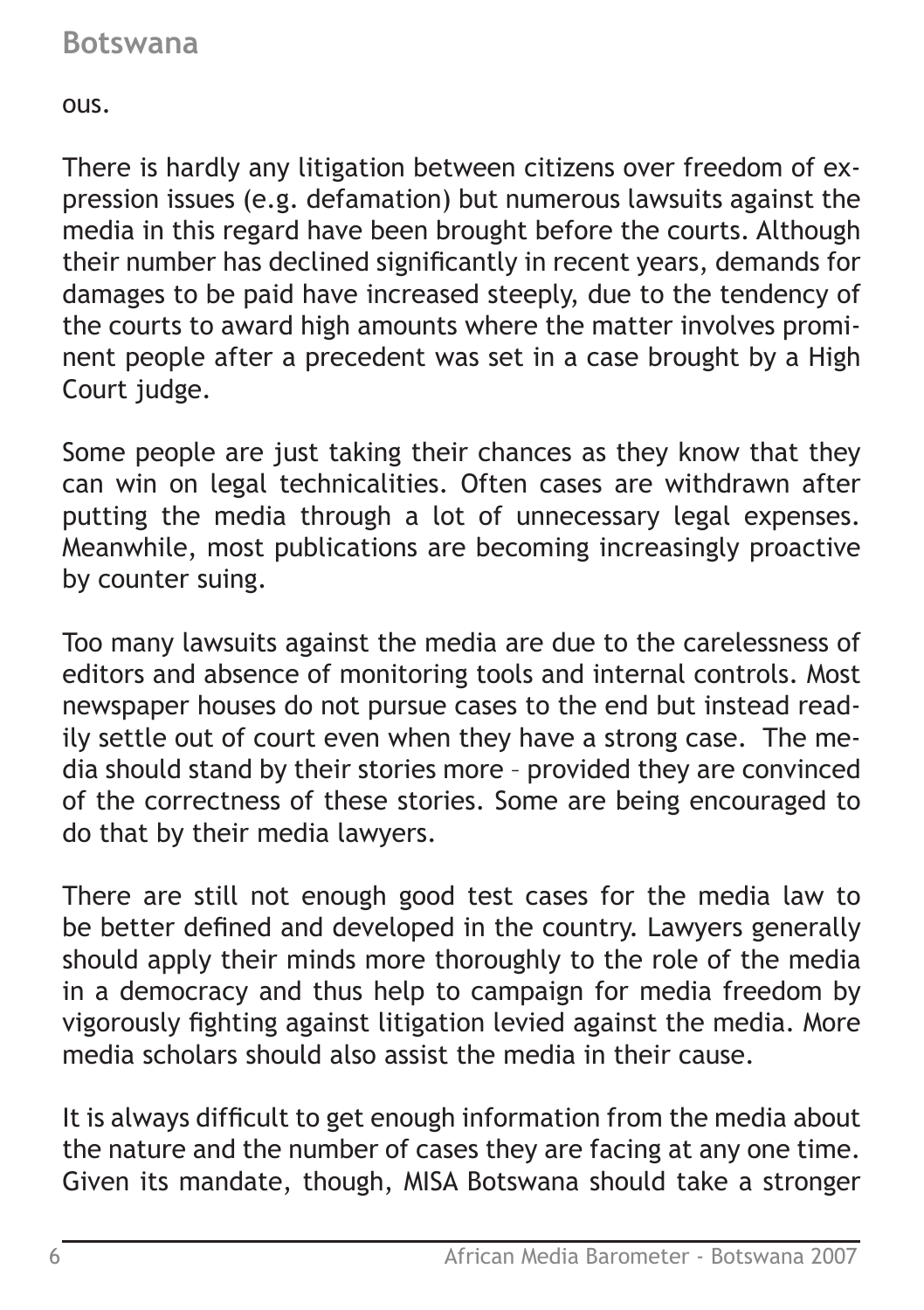ous.

There is hardly any litigation between citizens over freedom of expression issues (e.g. defamation) but numerous lawsuits against the media in this regard have been brought before the courts. Although their number has declined significantly in recent years, demands for damages to be paid have increased steeply, due to the tendency of the courts to award high amounts where the matter involves prominent people after a precedent was set in a case brought by a High Court judge.

Some people are just taking their chances as they know that they can win on legal technicalities. Often cases are withdrawn after putting the media through a lot of unnecessary legal expenses. Meanwhile, most publications are becoming increasingly proactive by counter suing.

Too many lawsuits against the media are due to the carelessness of editors and absence of monitoring tools and internal controls. Most newspaper houses do not pursue cases to the end but instead readily settle out of court even when they have a strong case. The media should stand by their stories more – provided they are convinced of the correctness of these stories. Some are being encouraged to do that by their media lawyers.

There are still not enough good test cases for the media law to be better defined and developed in the country. Lawyers generally should apply their minds more thoroughly to the role of the media in a democracy and thus help to campaign for media freedom by vigorously fighting against litigation levied against the media. More media scholars should also assist the media in their cause.

It is always difficult to get enough information from the media about the nature and the number of cases they are facing at any one time. Given its mandate, though, MISA Botswana should take a stronger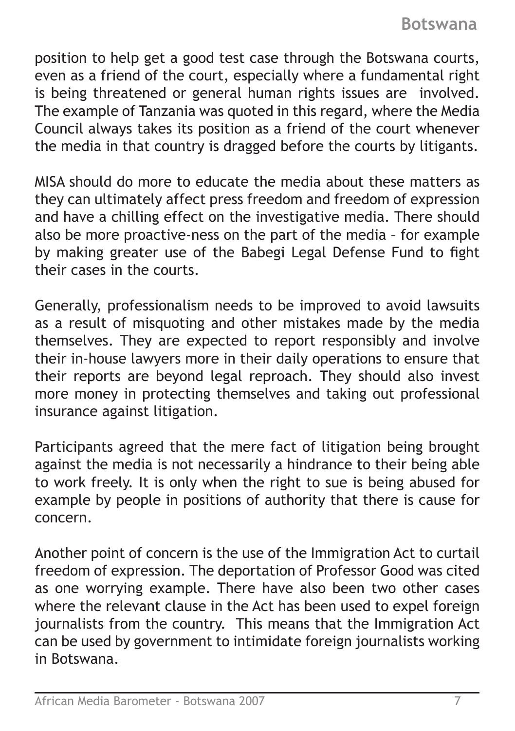position to help get a good test case through the Botswana courts, even as a friend of the court, especially where a fundamental right is being threatened or general human rights issues are involved. The example of Tanzania was quoted in this regard, where the Media Council always takes its position as a friend of the court whenever the media in that country is dragged before the courts by litigants.

MISA should do more to educate the media about these matters as they can ultimately affect press freedom and freedom of expression and have a chilling effect on the investigative media. There should also be more proactive-ness on the part of the media – for example by making greater use of the Babegi Legal Defense Fund to fight their cases in the courts.

Generally, professionalism needs to be improved to avoid lawsuits as a result of misquoting and other mistakes made by the media themselves. They are expected to report responsibly and involve their in-house lawyers more in their daily operations to ensure that their reports are beyond legal reproach. They should also invest more money in protecting themselves and taking out professional insurance against litigation.

Participants agreed that the mere fact of litigation being brought against the media is not necessarily a hindrance to their being able to work freely. It is only when the right to sue is being abused for example by people in positions of authority that there is cause for concern.

Another point of concern is the use of the Immigration Act to curtail freedom of expression. The deportation of Professor Good was cited as one worrying example. There have also been two other cases where the relevant clause in the Act has been used to expel foreign journalists from the country. This means that the Immigration Act can be used by government to intimidate foreign journalists working in Botswana.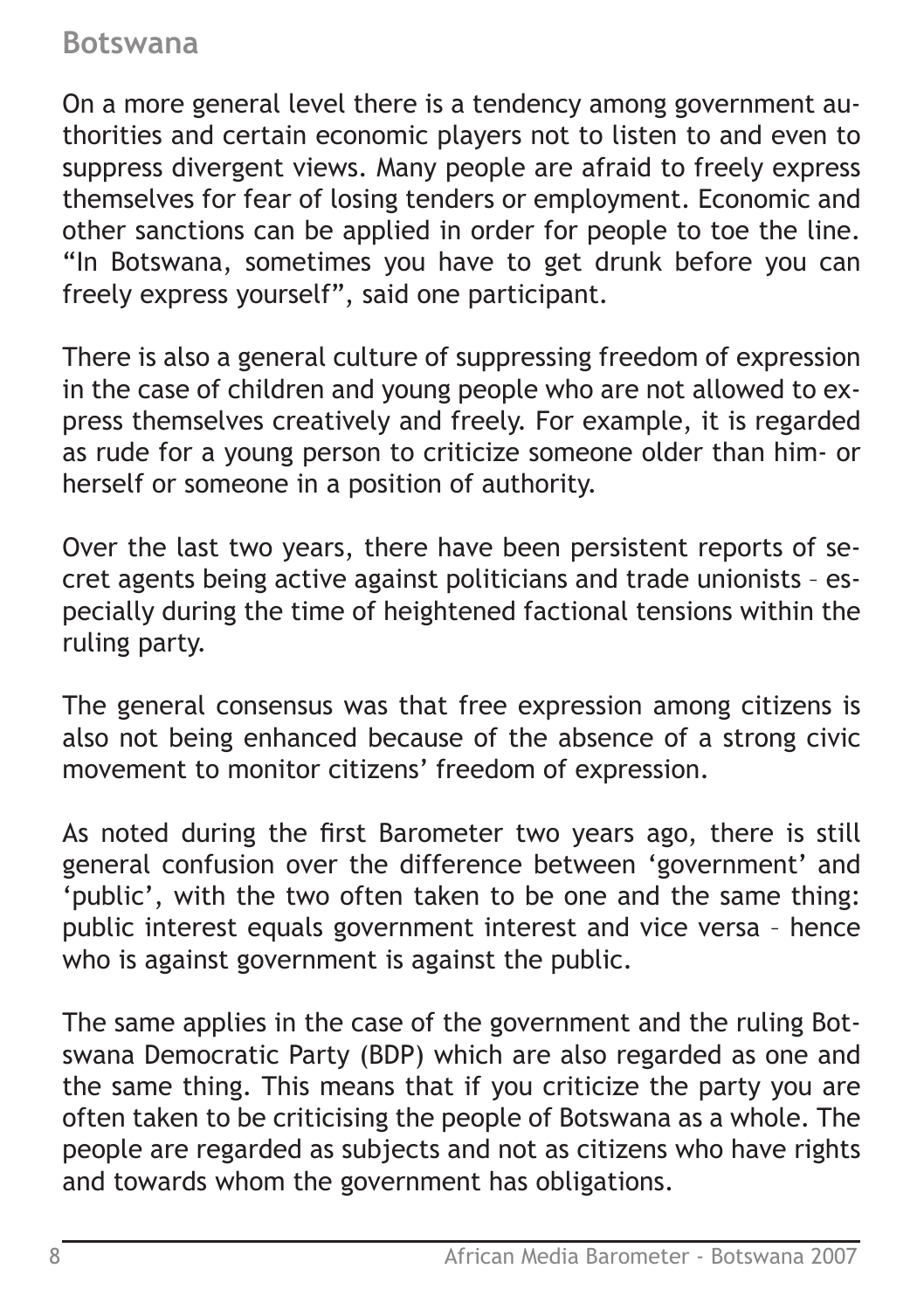On a more general level there is a tendency among government authorities and certain economic players not to listen to and even to suppress divergent views. Many people are afraid to freely express themselves for fear of losing tenders or employment. Economic and other sanctions can be applied in order for people to toe the line. "In Botswana, sometimes you have to get drunk before you can freely express yourself", said one participant.

There is also a general culture of suppressing freedom of expression in the case of children and young people who are not allowed to express themselves creatively and freely. For example, it is regarded as rude for a young person to criticize someone older than him- or herself or someone in a position of authority.

Over the last two years, there have been persistent reports of secret agents being active against politicians and trade unionists – especially during the time of heightened factional tensions within the ruling party.

The general consensus was that free expression among citizens is also not being enhanced because of the absence of a strong civic movement to monitor citizens' freedom of expression.

As noted during the first Barometer two years ago, there is still general confusion over the difference between 'government' and 'public', with the two often taken to be one and the same thing: public interest equals government interest and vice versa – hence who is against government is against the public.

The same applies in the case of the government and the ruling Botswana Democratic Party (BDP) which are also regarded as one and the same thing. This means that if you criticize the party you are often taken to be criticising the people of Botswana as a whole. The people are regarded as subjects and not as citizens who have rights and towards whom the government has obligations.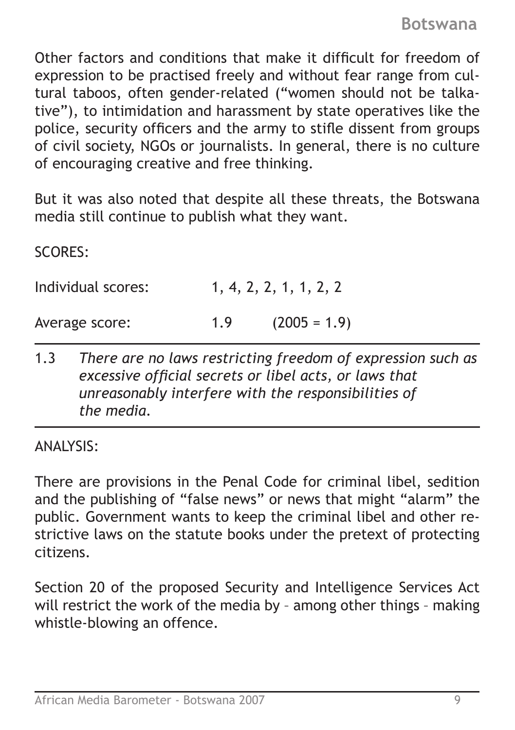Other factors and conditions that make it difficult for freedom of expression to be practised freely and without fear range from cultural taboos, often gender-related ("women should not be talkative"), to intimidation and harassment by state operatives like the police, security officers and the army to stifle dissent from groups of civil society, NGOs or journalists. In general, there is no culture of encouraging creative and free thinking.

But it was also noted that despite all these threats, the Botswana media still continue to publish what they want.

SCORES:

| | | |
|---|---|---|
| Individual scores: | 1, 4, 2, 2, 1, 1, 2, 2 | |
| Average score: | 1.9 | (2005 = 1.9) |

1.3 *There are no laws restricting freedom of expression such as excessive official secrets or libel acts, or laws that unreasonably interfere with the responsibilities of the media.*

ANALYSIS:

There are provisions in the Penal Code for criminal libel, sedition and the publishing of "false news" or news that might "alarm" the public. Government wants to keep the criminal libel and other restrictive laws on the statute books under the pretext of protecting citizens.

Section 20 of the proposed Security and Intelligence Services Act will restrict the work of the media by – among other things – making whistle-blowing an offence.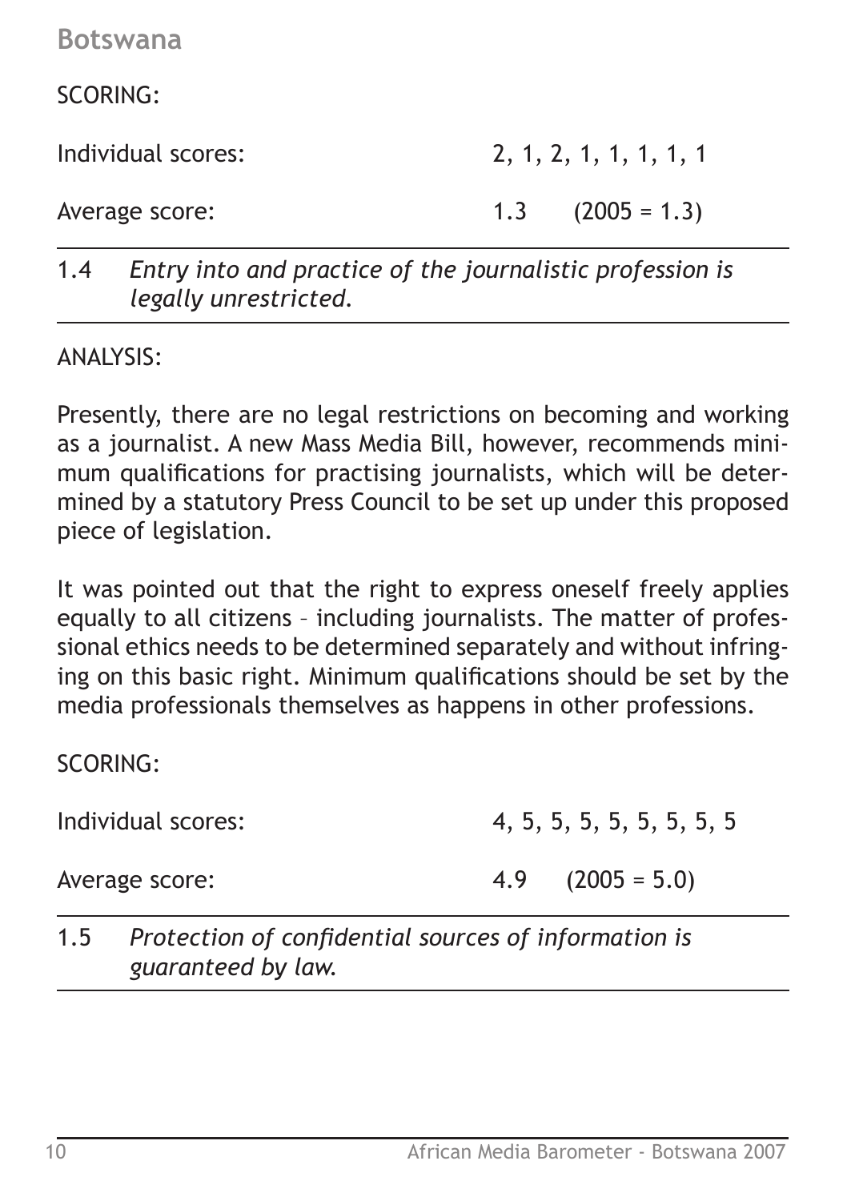SCORING:

Individual scores: 2, 1, 2, 1, 1, 1, 1, 1

Average score: 1.3 (2005 = 1.3)

---

1.4 *Entry into and practice of the journalistic profession is legally unrestricted.*

---

ANALYSIS:

Presently, there are no legal restrictions on becoming and working as a journalist. A new Mass Media Bill, however, recommends minimum qualifications for practising journalists, which will be determined by a statutory Press Council to be set up under this proposed piece of legislation.

It was pointed out that the right to express oneself freely applies equally to all citizens – including journalists. The matter of professional ethics needs to be determined separately and without infringing on this basic right. Minimum qualifications should be set by the media professionals themselves as happens in other professions.

SCORING:

Individual scores: 4, 5, 5, 5, 5, 5, 5, 5, 5

Average score: 4.9 (2005 = 5.0)

---

1.5 *Protection of confidential sources of information is guaranteed by law.*

---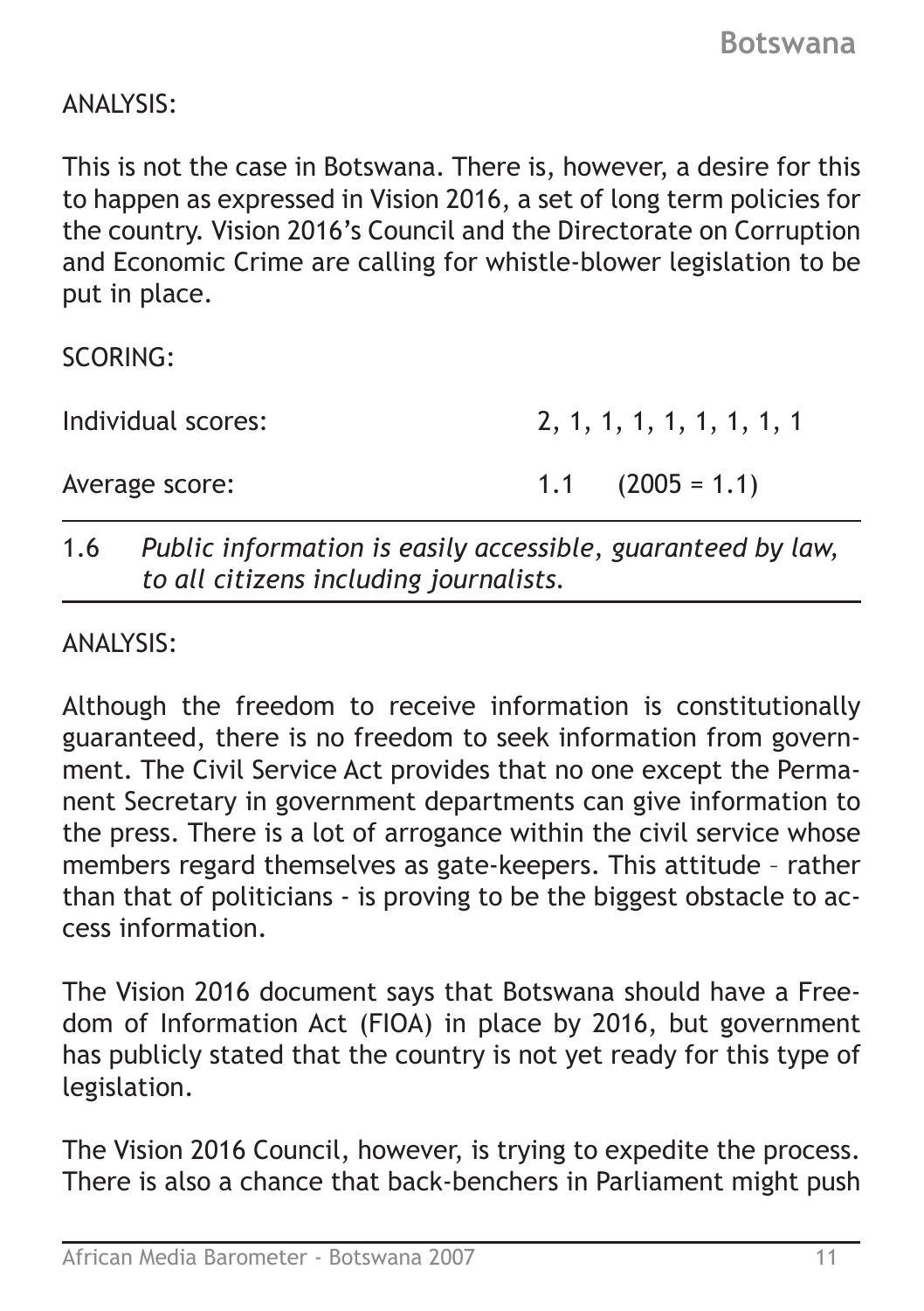ANALYSIS:

This is not the case in Botswana. There is, however, a desire for this to happen as expressed in Vision 2016, a set of long term policies for the country. Vision 2016's Council and the Directorate on Corruption and Economic Crime are calling for whistle-blower legislation to be put in place.

SCORING:

| | |
|---|---|
| Individual scores: | 2, 1, 1, 1, 1, 1, 1, 1, 1 |
| Average score: | 1.1 (2005 = 1.1) |

1.6 *Public information is easily accessible, guaranteed by law, to all citizens including journalists.*

ANALYSIS:

Although the freedom to receive information is constitutionally guaranteed, there is no freedom to seek information from government. The Civil Service Act provides that no one except the Permanent Secretary in government departments can give information to the press. There is a lot of arrogance within the civil service whose members regard themselves as gate-keepers. This attitude – rather than that of politicians - is proving to be the biggest obstacle to access information.

The Vision 2016 document says that Botswana should have a Freedom of Information Act (FIOA) in place by 2016, but government has publicly stated that the country is not yet ready for this type of legislation.

The Vision 2016 Council, however, is trying to expedite the process. There is also a chance that back-benchers in Parliament might push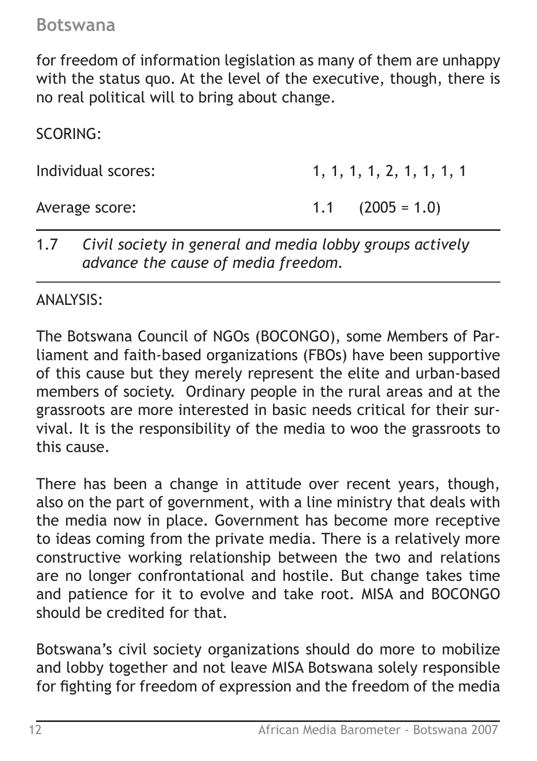for freedom of information legislation as many of them are unhappy with the status quo. At the level of the executive, though, there is no real political will to bring about change.

SCORING:

Individual scores: 1, 1, 1, 1, 2, 1, 1, 1, 1

Average score: 1.1 (2005 = 1.0)

---

1.7 *Civil society in general and media lobby groups actively advance the cause of media freedom.*

---

ANALYSIS:

The Botswana Council of NGOs (BOCONGO), some Members of Parliament and faith-based organizations (FBOs) have been supportive of this cause but they merely represent the elite and urban-based members of society. Ordinary people in the rural areas and at the grassroots are more interested in basic needs critical for their survival. It is the responsibility of the media to woo the grassroots to this cause.

There has been a change in attitude over recent years, though, also on the part of government, with a line ministry that deals with the media now in place. Government has become more receptive to ideas coming from the private media. There is a relatively more constructive working relationship between the two and relations are no longer confrontational and hostile. But change takes time and patience for it to evolve and take root. MISA and BOCONGO should be credited for that.

Botswana's civil society organizations should do more to mobilize and lobby together and not leave MISA Botswana solely responsible for fighting for freedom of expression and the freedom of the media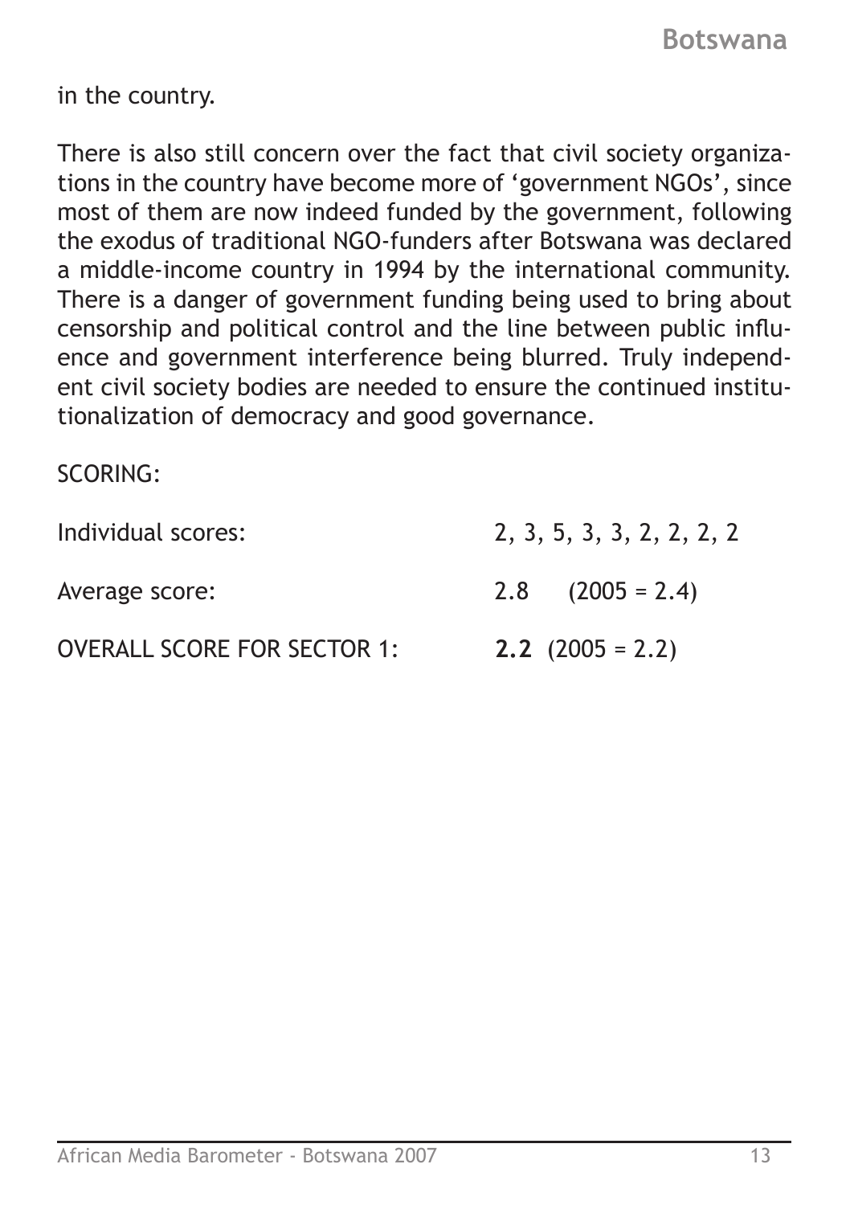in the country.

There is also still concern over the fact that civil society organizations in the country have become more of 'government NGOs', since most of them are now indeed funded by the government, following the exodus of traditional NGO-funders after Botswana was declared a middle-income country in 1994 by the international community. There is a danger of government funding being used to bring about censorship and political control and the line between public influence and government interference being blurred. Truly independent civil society bodies are needed to ensure the continued institutionalization of democracy and good governance.

SCORING:

| | |
|---|---|
| Individual scores: | 2, 3, 5, 3, 3, 2, 2, 2, 2 |
| Average score: | 2.8 (2005 = 2.4) |
| OVERALL SCORE FOR SECTOR 1: | **2.2** (2005 = 2.2) |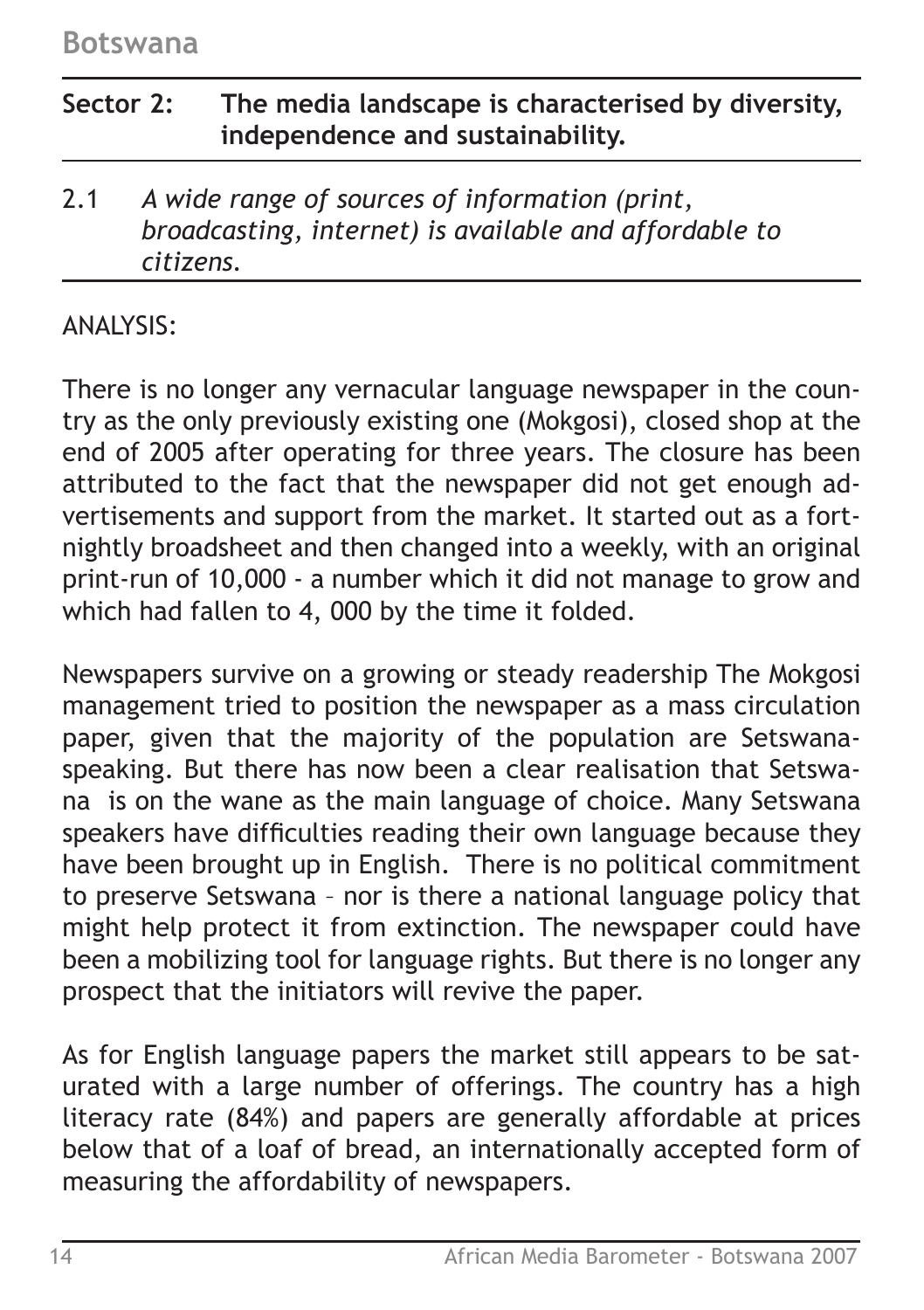## Sector 2: The media landscape is characterised by diversity, independence and sustainability.

2.1 *A wide range of sources of information (print, broadcasting, internet) is available and affordable to citizens.*

ANALYSIS:

There is no longer any vernacular language newspaper in the country as the only previously existing one (Mokgosi), closed shop at the end of 2005 after operating for three years. The closure has been attributed to the fact that the newspaper did not get enough advertisements and support from the market. It started out as a fortnightly broadsheet and then changed into a weekly, with an original print-run of 10,000 - a number which it did not manage to grow and which had fallen to 4, 000 by the time it folded.

Newspapers survive on a growing or steady readership The Mokgosi management tried to position the newspaper as a mass circulation paper, given that the majority of the population are Setswana-speaking. But there has now been a clear realisation that Setswana is on the wane as the main language of choice. Many Setswana speakers have difficulties reading their own language because they have been brought up in English. There is no political commitment to preserve Setswana – nor is there a national language policy that might help protect it from extinction. The newspaper could have been a mobilizing tool for language rights. But there is no longer any prospect that the initiators will revive the paper.

As for English language papers the market still appears to be saturated with a large number of offerings. The country has a high literacy rate (84%) and papers are generally affordable at prices below that of a loaf of bread, an internationally accepted form of measuring the affordability of newspapers.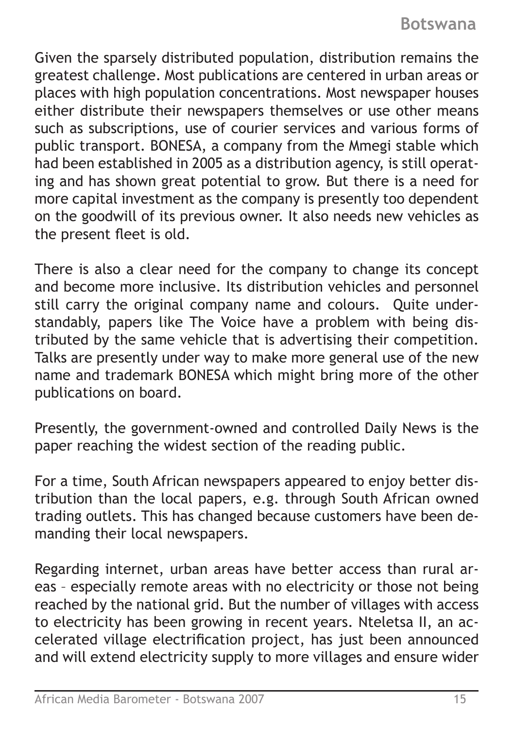Given the sparsely distributed population, distribution remains the greatest challenge. Most publications are centered in urban areas or places with high population concentrations. Most newspaper houses either distribute their newspapers themselves or use other means such as subscriptions, use of courier services and various forms of public transport. BONESA, a company from the Mmegi stable which had been established in 2005 as a distribution agency, is still operating and has shown great potential to grow. But there is a need for more capital investment as the company is presently too dependent on the goodwill of its previous owner. It also needs new vehicles as the present fleet is old.

There is also a clear need for the company to change its concept and become more inclusive. Its distribution vehicles and personnel still carry the original company name and colours. Quite understandably, papers like The Voice have a problem with being distributed by the same vehicle that is advertising their competition. Talks are presently under way to make more general use of the new name and trademark BONESA which might bring more of the other publications on board.

Presently, the government-owned and controlled Daily News is the paper reaching the widest section of the reading public.

For a time, South African newspapers appeared to enjoy better distribution than the local papers, e.g. through South African owned trading outlets. This has changed because customers have been demanding their local newspapers.

Regarding internet, urban areas have better access than rural areas – especially remote areas with no electricity or those not being reached by the national grid. But the number of villages with access to electricity has been growing in recent years. Nteletsa II, an accelerated village electrification project, has just been announced and will extend electricity supply to more villages and ensure wider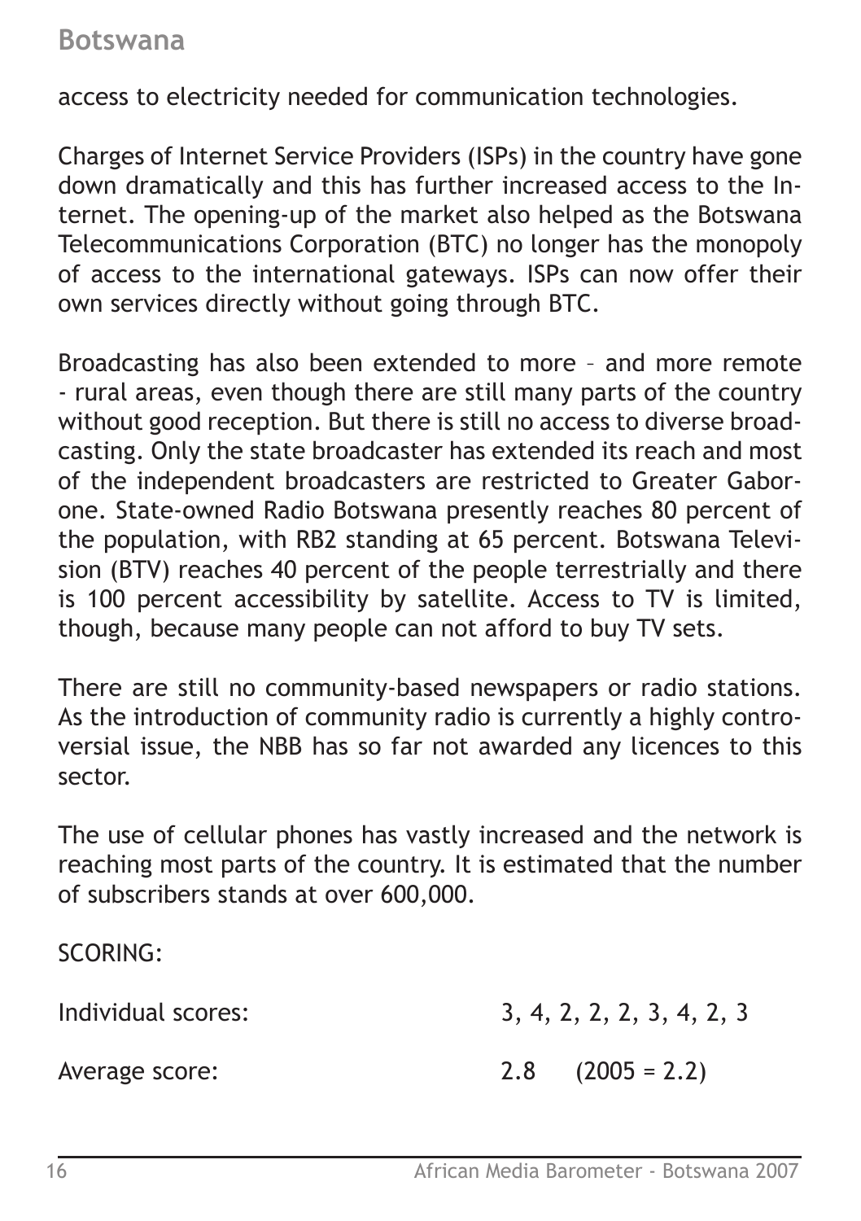access to electricity needed for communication technologies.

Charges of Internet Service Providers (ISPs) in the country have gone down dramatically and this has further increased access to the Internet. The opening-up of the market also helped as the Botswana Telecommunications Corporation (BTC) no longer has the monopoly of access to the international gateways. ISPs can now offer their own services directly without going through BTC.

Broadcasting has also been extended to more – and more remote - rural areas, even though there are still many parts of the country without good reception. But there is still no access to diverse broadcasting. Only the state broadcaster has extended its reach and most of the independent broadcasters are restricted to Greater Gaborone. State-owned Radio Botswana presently reaches 80 percent of the population, with RB2 standing at 65 percent. Botswana Television (BTV) reaches 40 percent of the people terrestrially and there is 100 percent accessibility by satellite. Access to TV is limited, though, because many people can not afford to buy TV sets.

There are still no community-based newspapers or radio stations. As the introduction of community radio is currently a highly controversial issue, the NBB has so far not awarded any licences to this sector.

The use of cellular phones has vastly increased and the network is reaching most parts of the country. It is estimated that the number of subscribers stands at over 600,000.

SCORING:

| | |
|---|---|
| Individual scores: | 3, 4, 2, 2, 2, 3, 4, 2, 3 |
| Average score: | 2.8 (2005 = 2.2) |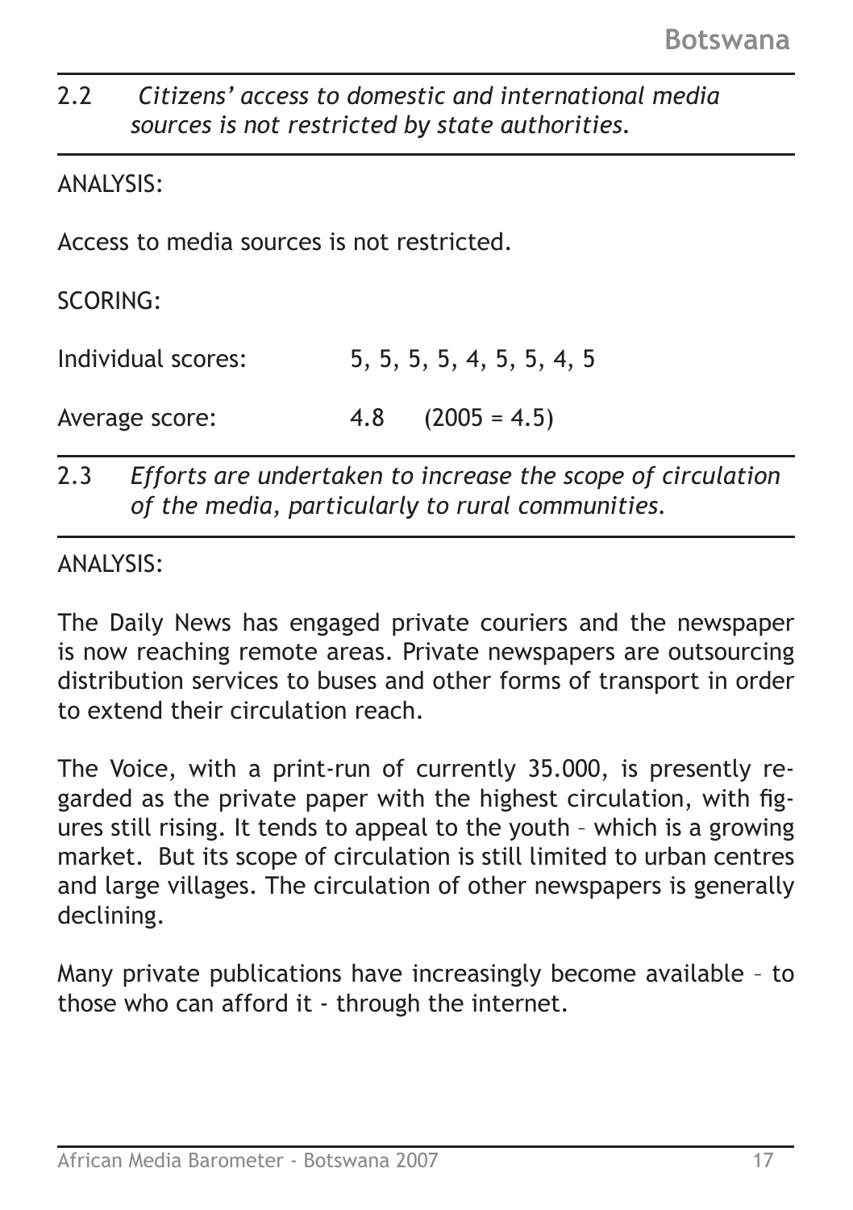2.2 *Citizens' access to domestic and international media sources is not restricted by state authorities.*

ANALYSIS:

Access to media sources is not restricted.

SCORING:

Individual scores: 5, 5, 5, 5, 4, 5, 5, 4, 5

Average score: 4.8 (2005 = 4.5)

2.3 *Efforts are undertaken to increase the scope of circulation of the media, particularly to rural communities.*

ANALYSIS:

The Daily News has engaged private couriers and the newspaper is now reaching remote areas. Private newspapers are outsourcing distribution services to buses and other forms of transport in order to extend their circulation reach.

The Voice, with a print-run of currently 35.000, is presently regarded as the private paper with the highest circulation, with figures still rising. It tends to appeal to the youth – which is a growing market. But its scope of circulation is still limited to urban centres and large villages. The circulation of other newspapers is generally declining.

Many private publications have increasingly become available – to those who can afford it - through the internet.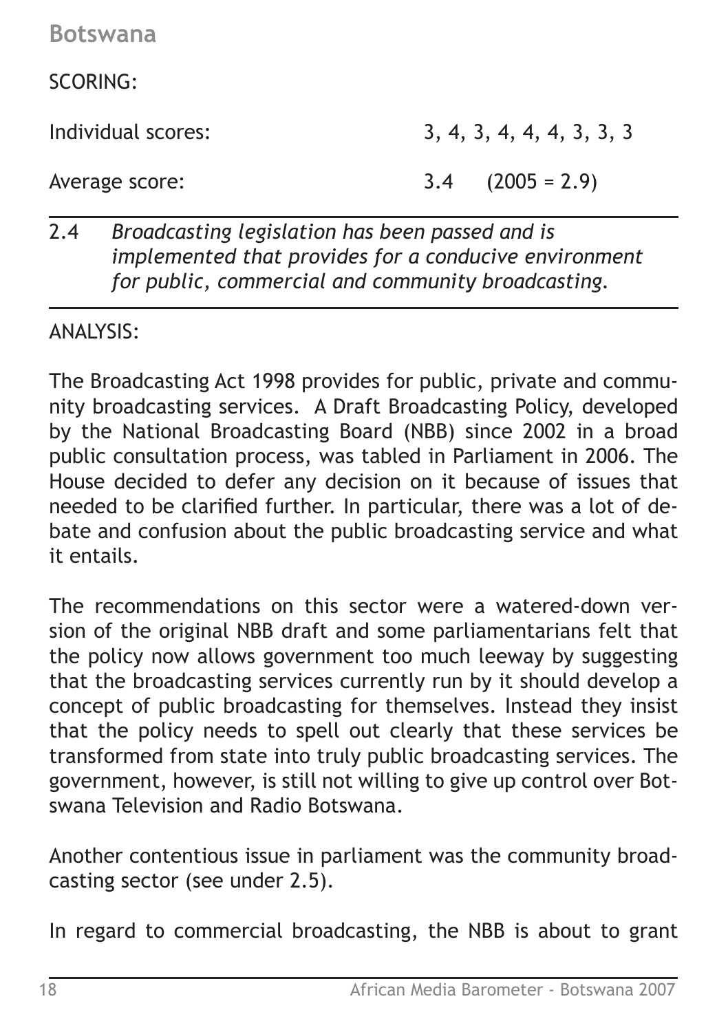SCORING:

Individual scores: 3, 4, 3, 4, 4, 4, 3, 3, 3

Average score: 3.4 (2005 = 2.9)

---

2.4 *Broadcasting legislation has been passed and is implemented that provides for a conducive environment for public, commercial and community broadcasting.*

---

ANALYSIS:

The Broadcasting Act 1998 provides for public, private and community broadcasting services. A Draft Broadcasting Policy, developed by the National Broadcasting Board (NBB) since 2002 in a broad public consultation process, was tabled in Parliament in 2006. The House decided to defer any decision on it because of issues that needed to be clarified further. In particular, there was a lot of debate and confusion about the public broadcasting service and what it entails.

The recommendations on this sector were a watered-down version of the original NBB draft and some parliamentarians felt that the policy now allows government too much leeway by suggesting that the broadcasting services currently run by it should develop a concept of public broadcasting for themselves. Instead they insist that the policy needs to spell out clearly that these services be transformed from state into truly public broadcasting services. The government, however, is still not willing to give up control over Botswana Television and Radio Botswana.

Another contentious issue in parliament was the community broadcasting sector (see under 2.5).

In regard to commercial broadcasting, the NBB is about to grant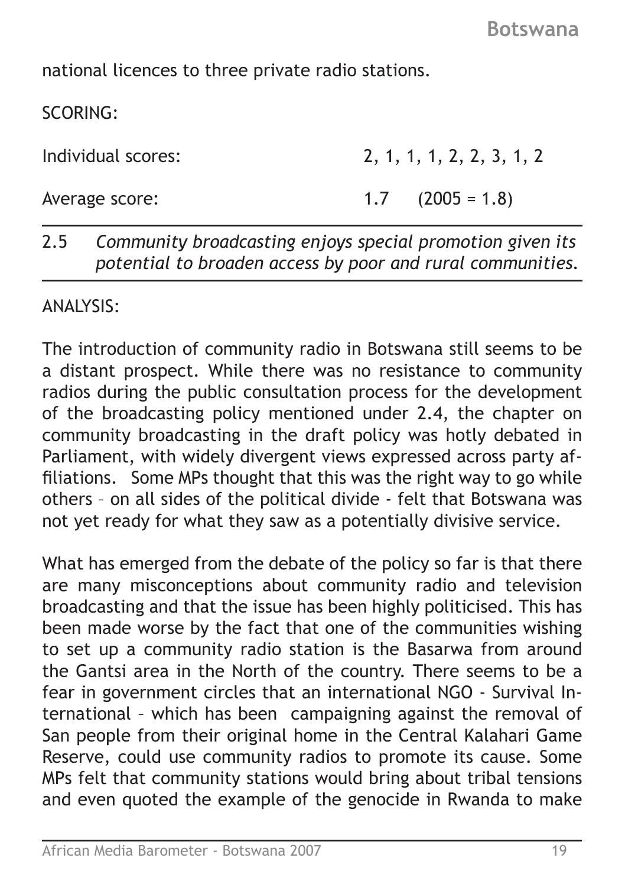national licences to three private radio stations.

SCORING:

Individual scores: 2, 1, 1, 1, 2, 2, 3, 1, 2

Average score: 1.7 (2005 = 1.8)

---

2.5 *Community broadcasting enjoys special promotion given its potential to broaden access by poor and rural communities.*

---

ANALYSIS:

The introduction of community radio in Botswana still seems to be a distant prospect. While there was no resistance to community radios during the public consultation process for the development of the broadcasting policy mentioned under 2.4, the chapter on community broadcasting in the draft policy was hotly debated in Parliament, with widely divergent views expressed across party affiliations. Some MPs thought that this was the right way to go while others – on all sides of the political divide - felt that Botswana was not yet ready for what they saw as a potentially divisive service.

What has emerged from the debate of the policy so far is that there are many misconceptions about community radio and television broadcasting and that the issue has been highly politicised. This has been made worse by the fact that one of the communities wishing to set up a community radio station is the Basarwa from around the Gantsi area in the North of the country. There seems to be a fear in government circles that an international NGO - Survival International – which has been campaigning against the removal of San people from their original home in the Central Kalahari Game Reserve, could use community radios to promote its cause. Some MPs felt that community stations would bring about tribal tensions and even quoted the example of the genocide in Rwanda to make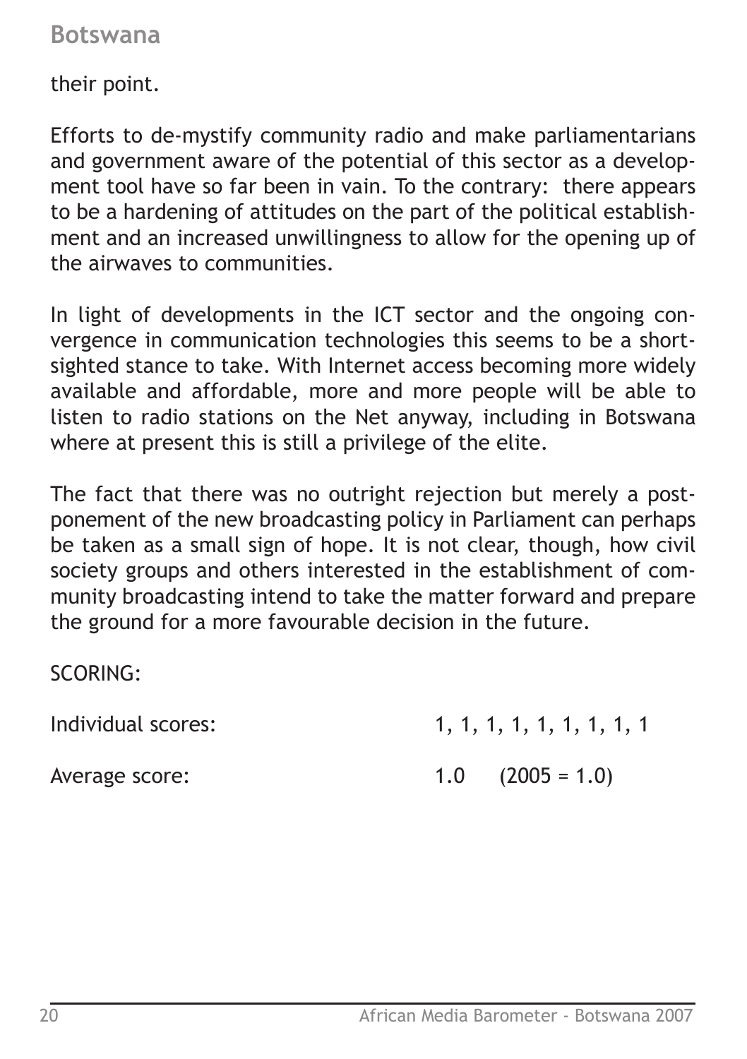their point.

Efforts to de-mystify community radio and make parliamentarians and government aware of the potential of this sector as a development tool have so far been in vain. To the contrary: there appears to be a hardening of attitudes on the part of the political establishment and an increased unwillingness to allow for the opening up of the airwaves to communities.

In light of developments in the ICT sector and the ongoing convergence in communication technologies this seems to be a short-sighted stance to take. With Internet access becoming more widely available and affordable, more and more people will be able to listen to radio stations on the Net anyway, including in Botswana where at present this is still a privilege of the elite.

The fact that there was no outright rejection but merely a postponement of the new broadcasting policy in Parliament can perhaps be taken as a small sign of hope. It is not clear, though, how civil society groups and others interested in the establishment of community broadcasting intend to take the matter forward and prepare the ground for a more favourable decision in the future.

SCORING:

Individual scores: 1, 1, 1, 1, 1, 1, 1, 1, 1

Average score: 1.0 (2005 = 1.0)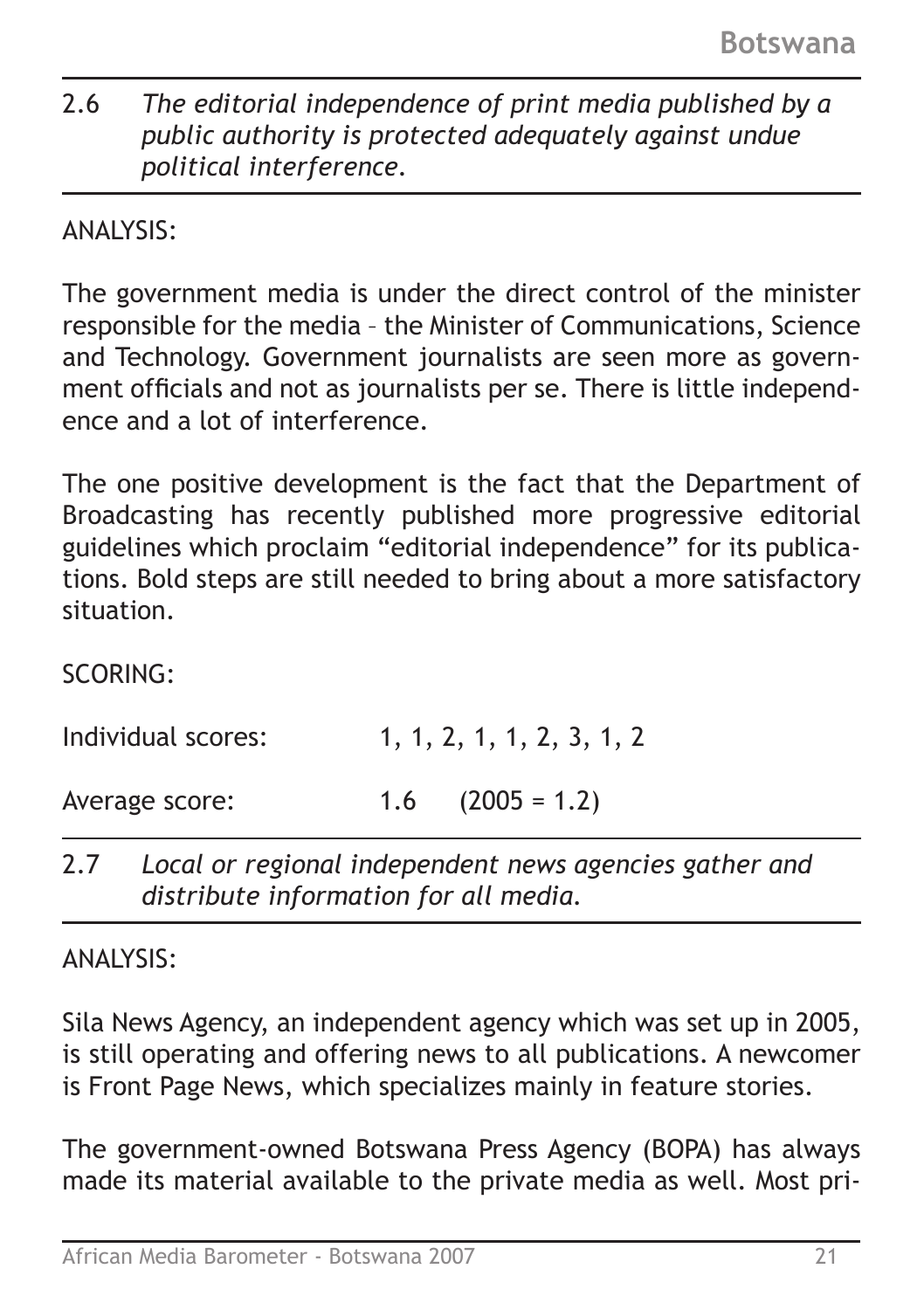2.6 *The editorial independence of print media published by a public authority is protected adequately against undue political interference.*

ANALYSIS:

The government media is under the direct control of the minister responsible for the media – the Minister of Communications, Science and Technology. Government journalists are seen more as government officials and not as journalists per se. There is little independence and a lot of interference.

The one positive development is the fact that the Department of Broadcasting has recently published more progressive editorial guidelines which proclaim "editorial independence" for its publications. Bold steps are still needed to bring about a more satisfactory situation.

SCORING:

Individual scores: 1, 1, 2, 1, 1, 2, 3, 1, 2

Average score: 1.6 (2005 = 1.2)

2.7 *Local or regional independent news agencies gather and distribute information for all media.*

ANALYSIS:

Sila News Agency, an independent agency which was set up in 2005, is still operating and offering news to all publications. A newcomer is Front Page News, which specializes mainly in feature stories.

The government-owned Botswana Press Agency (BOPA) has always made its material available to the private media as well. Most pri-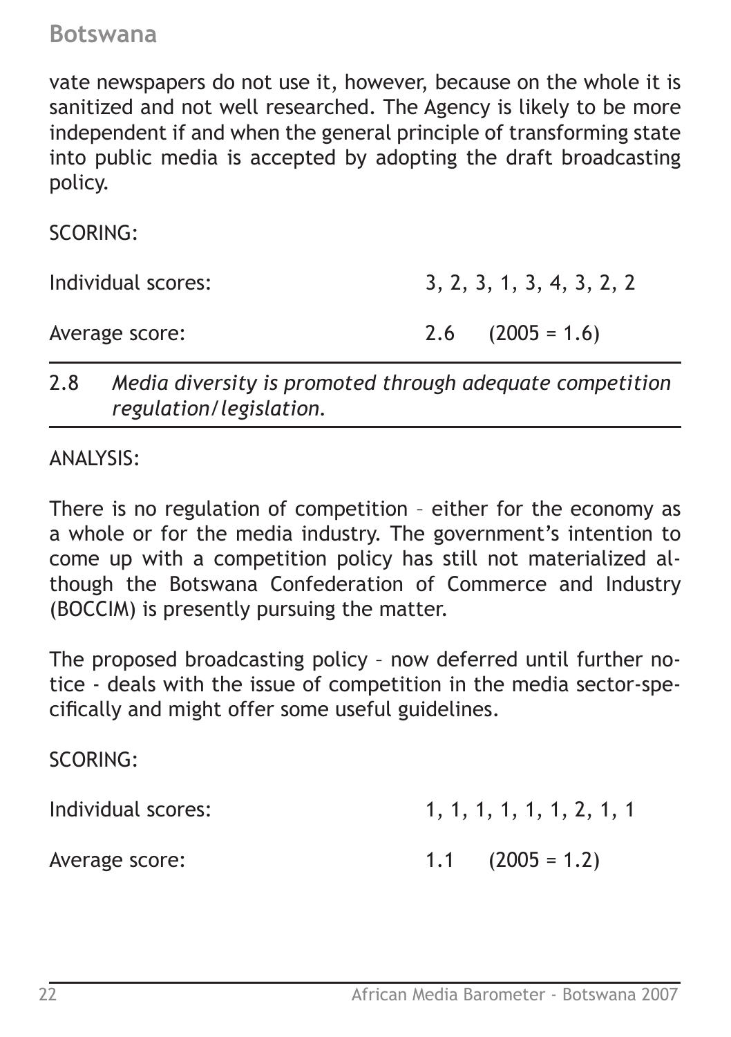vate newspapers do not use it, however, because on the whole it is sanitized and not well researched. The Agency is likely to be more independent if and when the general principle of transforming state into public media is accepted by adopting the draft broadcasting policy.

SCORING:

Individual scores: 3, 2, 3, 1, 3, 4, 3, 2, 2

Average score: 2.6 (2005 = 1.6)

---

2.8 *Media diversity is promoted through adequate competition regulation/legislation.*

---

ANALYSIS:

There is no regulation of competition – either for the economy as a whole or for the media industry. The government's intention to come up with a competition policy has still not materialized although the Botswana Confederation of Commerce and Industry (BOCCIM) is presently pursuing the matter.

The proposed broadcasting policy – now deferred until further notice - deals with the issue of competition in the media sector-specifically and might offer some useful guidelines.

SCORING:

Individual scores: 1, 1, 1, 1, 1, 1, 2, 1, 1

Average score: 1.1 (2005 = 1.2)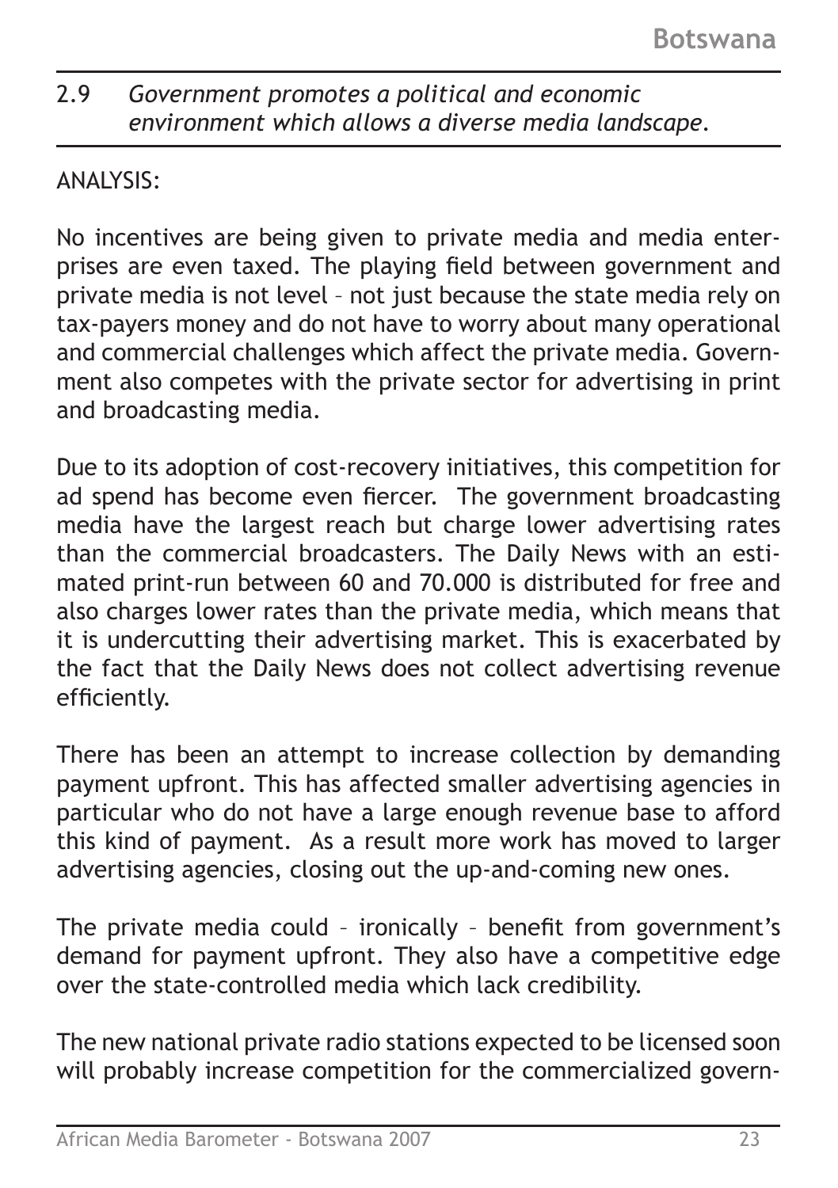2.9 *Government promotes a political and economic environment which allows a diverse media landscape.*

ANALYSIS:

No incentives are being given to private media and media enterprises are even taxed. The playing field between government and private media is not level – not just because the state media rely on tax-payers money and do not have to worry about many operational and commercial challenges which affect the private media. Government also competes with the private sector for advertising in print and broadcasting media.

Due to its adoption of cost-recovery initiatives, this competition for ad spend has become even fiercer. The government broadcasting media have the largest reach but charge lower advertising rates than the commercial broadcasters. The Daily News with an estimated print-run between 60 and 70.000 is distributed for free and also charges lower rates than the private media, which means that it is undercutting their advertising market. This is exacerbated by the fact that the Daily News does not collect advertising revenue efficiently.

There has been an attempt to increase collection by demanding payment upfront. This has affected smaller advertising agencies in particular who do not have a large enough revenue base to afford this kind of payment. As a result more work has moved to larger advertising agencies, closing out the up-and-coming new ones.

The private media could – ironically – benefit from government's demand for payment upfront. They also have a competitive edge over the state-controlled media which lack credibility.

The new national private radio stations expected to be licensed soon will probably increase competition for the commercialized govern-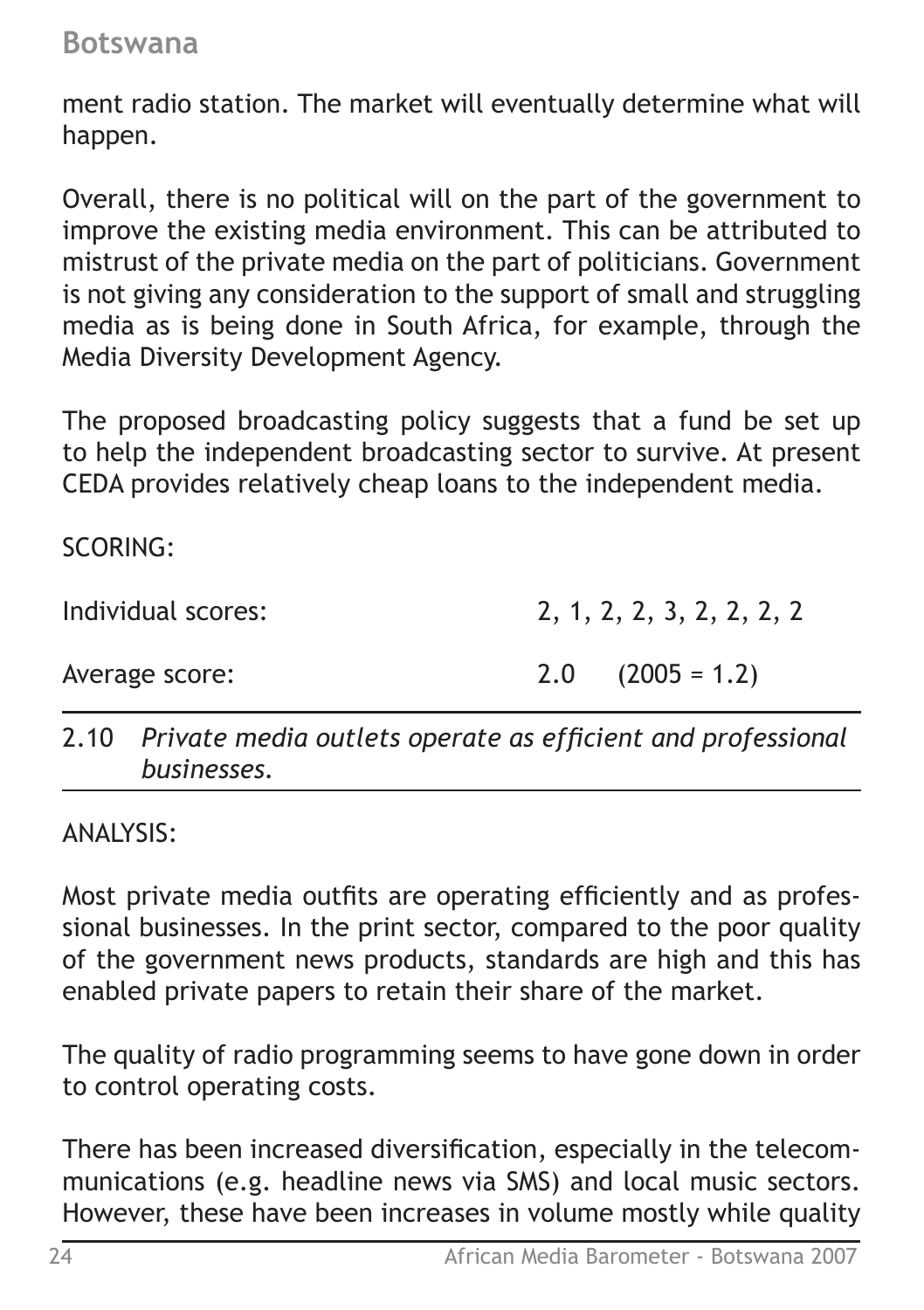ment radio station. The market will eventually determine what will happen.

Overall, there is no political will on the part of the government to improve the existing media environment. This can be attributed to mistrust of the private media on the part of politicians. Government is not giving any consideration to the support of small and struggling media as is being done in South Africa, for example, through the Media Diversity Development Agency.

The proposed broadcasting policy suggests that a fund be set up to help the independent broadcasting sector to survive. At present CEDA provides relatively cheap loans to the independent media.

SCORING:

| | |
|---|---|
| Individual scores: | 2, 1, 2, 2, 3, 2, 2, 2, 2 |
| Average score: | 2.0 (2005 = 1.2) |

---

2.10 *Private media outlets operate as efficient and professional businesses.*

---

ANALYSIS:

Most private media outfits are operating efficiently and as professional businesses. In the print sector, compared to the poor quality of the government news products, standards are high and this has enabled private papers to retain their share of the market.

The quality of radio programming seems to have gone down in order to control operating costs.

There has been increased diversification, especially in the telecommunications (e.g. headline news via SMS) and local music sectors. However, these have been increases in volume mostly while quality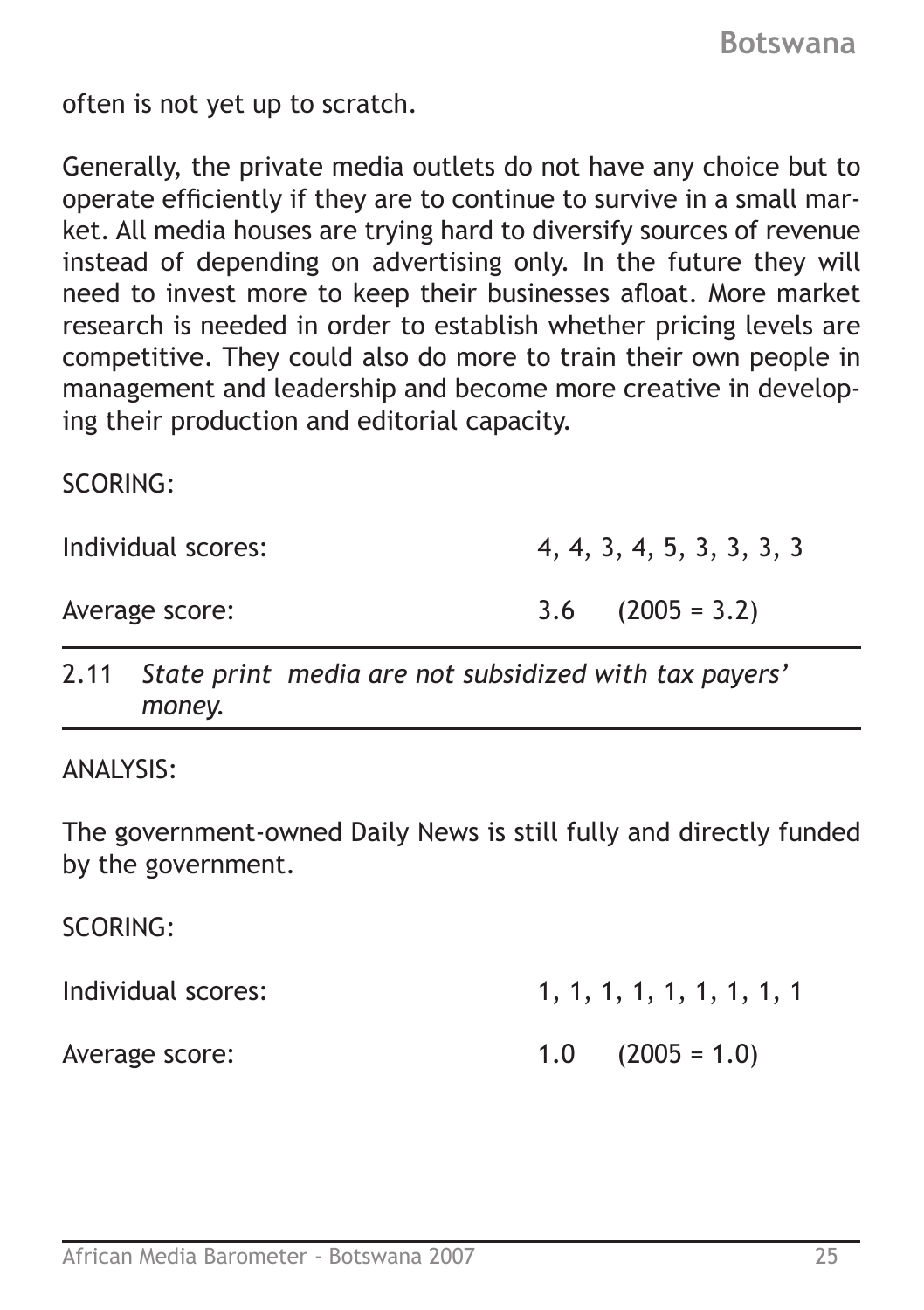often is not yet up to scratch.

Generally, the private media outlets do not have any choice but to operate efficiently if they are to continue to survive in a small market. All media houses are trying hard to diversify sources of revenue instead of depending on advertising only. In the future they will need to invest more to keep their businesses afloat. More market research is needed in order to establish whether pricing levels are competitive. They could also do more to train their own people in management and leadership and become more creative in developing their production and editorial capacity.

SCORING:

Individual scores: 4, 4, 3, 4, 5, 3, 3, 3, 3

Average score: 3.6 (2005 = 3.2)

### 2.11 *State print media are not subsidized with tax payers' money.*

ANALYSIS:

The government-owned Daily News is still fully and directly funded by the government.

SCORING:

Individual scores: 1, 1, 1, 1, 1, 1, 1, 1, 1

Average score: 1.0 (2005 = 1.0)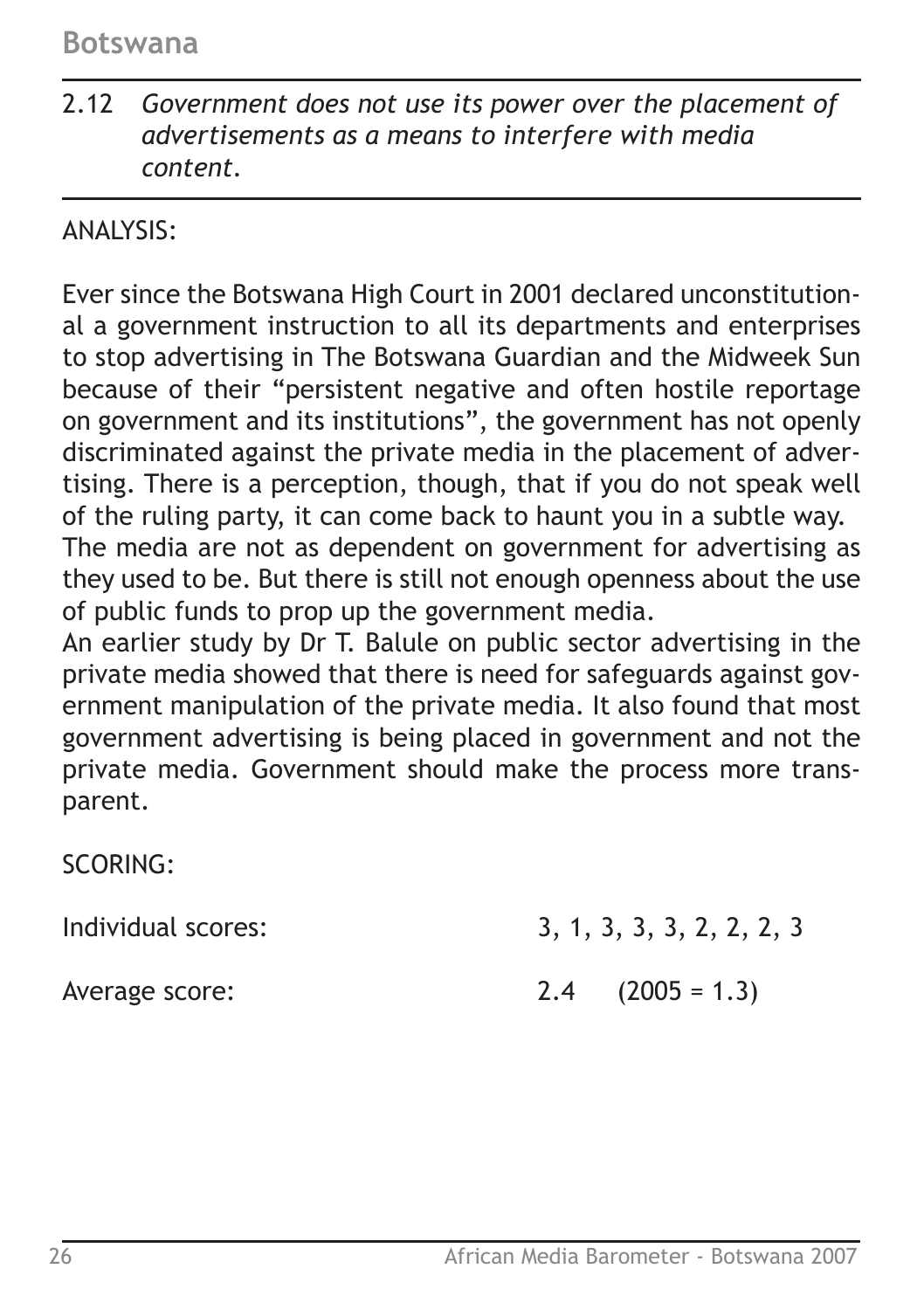2.12 *Government does not use its power over the placement of advertisements as a means to interfere with media content.*

ANALYSIS:

Ever since the Botswana High Court in 2001 declared unconstitutional a government instruction to all its departments and enterprises to stop advertising in The Botswana Guardian and the Midweek Sun because of their "persistent negative and often hostile reportage on government and its institutions", the government has not openly discriminated against the private media in the placement of advertising. There is a perception, though, that if you do not speak well of the ruling party, it can come back to haunt you in a subtle way.
The media are not as dependent on government for advertising as they used to be. But there is still not enough openness about the use of public funds to prop up the government media.
An earlier study by Dr T. Balule on public sector advertising in the private media showed that there is need for safeguards against government manipulation of the private media. It also found that most government advertising is being placed in government and not the private media. Government should make the process more transparent.

SCORING:

Individual scores: 3, 1, 3, 3, 3, 2, 2, 2, 3

Average score: 2.4 (2005 = 1.3)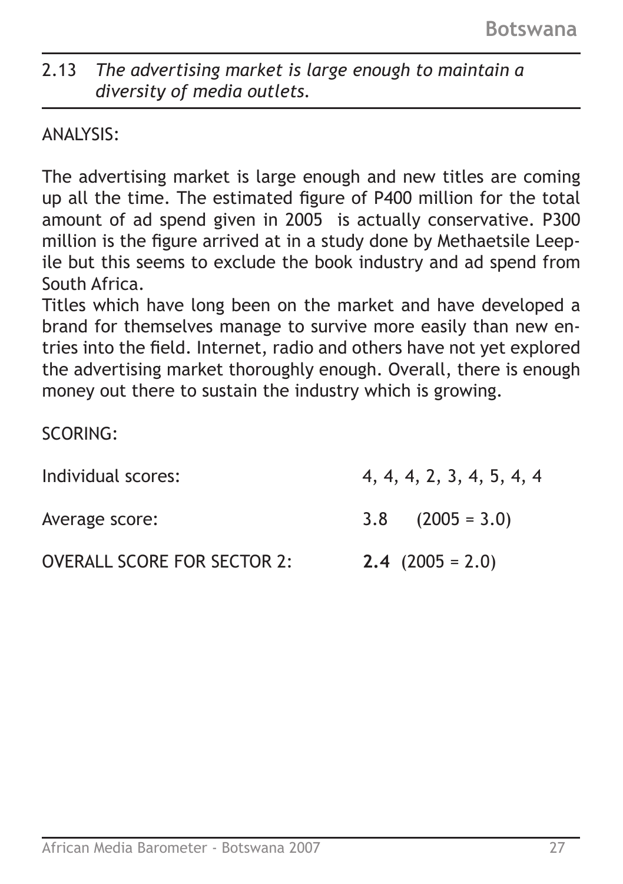2.13 *The advertising market is large enough to maintain a diversity of media outlets.*

ANALYSIS:

The advertising market is large enough and new titles are coming up all the time. The estimated figure of P400 million for the total amount of ad spend given in 2005 is actually conservative. P300 million is the figure arrived at in a study done by Methaetsile Leepile but this seems to exclude the book industry and ad spend from South Africa.

Titles which have long been on the market and have developed a brand for themselves manage to survive more easily than new entries into the field. Internet, radio and others have not yet explored the advertising market thoroughly enough. Overall, there is enough money out there to sustain the industry which is growing.

SCORING:

| | |
|---|---|
| Individual scores: | 4, 4, 4, 2, 3, 4, 5, 4, 4 |
| Average score: | 3.8 (2005 = 3.0) |
| OVERALL SCORE FOR SECTOR 2: | **2.4** (2005 = 2.0) |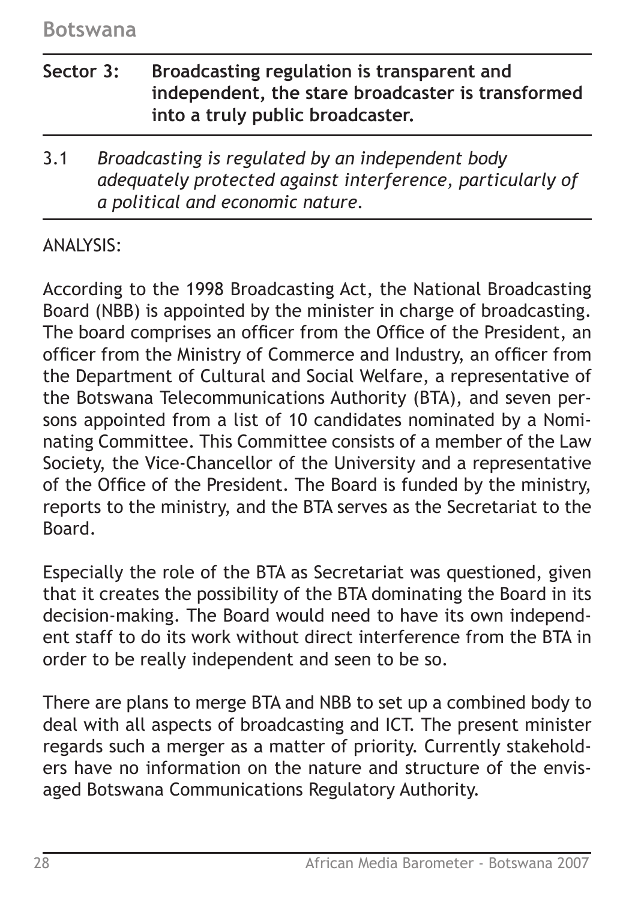## Sector 3: Broadcasting regulation is transparent and independent, the stare broadcaster is transformed into a truly public broadcaster.

3.1 *Broadcasting is regulated by an independent body adequately protected against interference, particularly of a political and economic nature.*

ANALYSIS:

According to the 1998 Broadcasting Act, the National Broadcasting Board (NBB) is appointed by the minister in charge of broadcasting. The board comprises an officer from the Office of the President, an officer from the Ministry of Commerce and Industry, an officer from the Department of Cultural and Social Welfare, a representative of the Botswana Telecommunications Authority (BTA), and seven persons appointed from a list of 10 candidates nominated by a Nominating Committee. This Committee consists of a member of the Law Society, the Vice-Chancellor of the University and a representative of the Office of the President. The Board is funded by the ministry, reports to the ministry, and the BTA serves as the Secretariat to the Board.

Especially the role of the BTA as Secretariat was questioned, given that it creates the possibility of the BTA dominating the Board in its decision-making. The Board would need to have its own independent staff to do its work without direct interference from the BTA in order to be really independent and seen to be so.

There are plans to merge BTA and NBB to set up a combined body to deal with all aspects of broadcasting and ICT. The present minister regards such a merger as a matter of priority. Currently stakeholders have no information on the nature and structure of the envisaged Botswana Communications Regulatory Authority.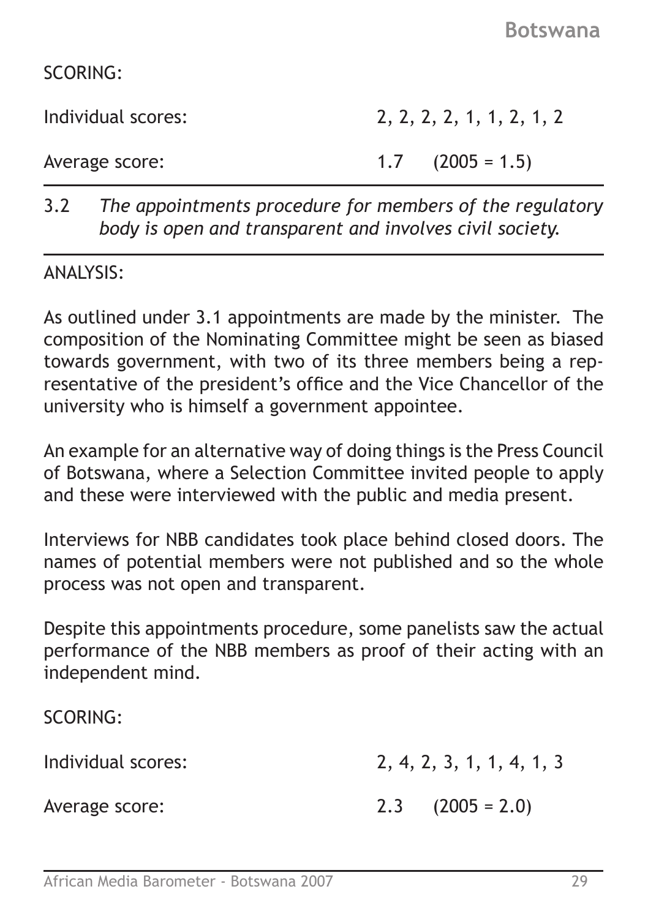SCORING:

Individual scores: 2, 2, 2, 2, 1, 1, 2, 1, 2

Average score: 1.7 (2005 = 1.5)

---

3.2 *The appointments procedure for members of the regulatory body is open and transparent and involves civil society.*

---

ANALYSIS:

As outlined under 3.1 appointments are made by the minister. The composition of the Nominating Committee might be seen as biased towards government, with two of its three members being a representative of the president's office and the Vice Chancellor of the university who is himself a government appointee.

An example for an alternative way of doing things is the Press Council of Botswana, where a Selection Committee invited people to apply and these were interviewed with the public and media present.

Interviews for NBB candidates took place behind closed doors. The names of potential members were not published and so the whole process was not open and transparent.

Despite this appointments procedure, some panelists saw the actual performance of the NBB members as proof of their acting with an independent mind.

SCORING:

Individual scores: 2, 4, 2, 3, 1, 1, 4, 1, 3

Average score: 2.3 (2005 = 2.0)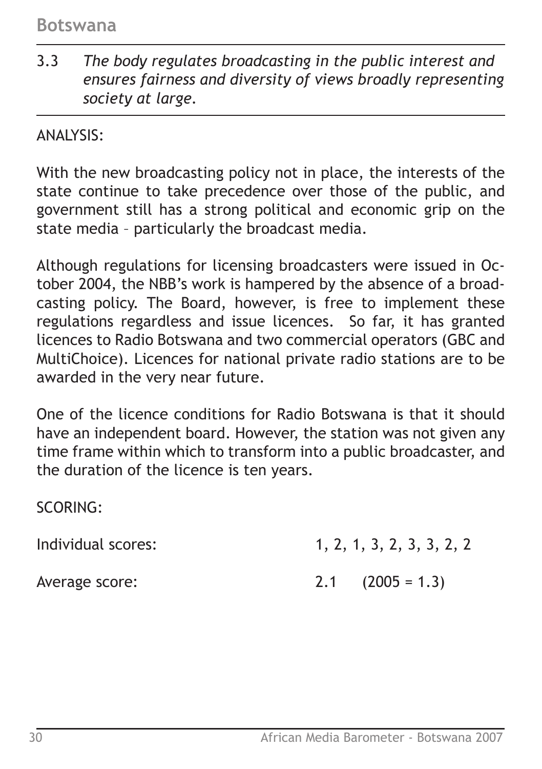3.3 *The body regulates broadcasting in the public interest and ensures fairness and diversity of views broadly representing society at large.*

ANALYSIS:

With the new broadcasting policy not in place, the interests of the state continue to take precedence over those of the public, and government still has a strong political and economic grip on the state media – particularly the broadcast media.

Although regulations for licensing broadcasters were issued in October 2004, the NBB's work is hampered by the absence of a broadcasting policy. The Board, however, is free to implement these regulations regardless and issue licences. So far, it has granted licences to Radio Botswana and two commercial operators (GBC and MultiChoice). Licences for national private radio stations are to be awarded in the very near future.

One of the licence conditions for Radio Botswana is that it should have an independent board. However, the station was not given any time frame within which to transform into a public broadcaster, and the duration of the licence is ten years.

SCORING:

Individual scores: 1, 2, 1, 3, 2, 3, 3, 2, 2

Average score: 2.1 (2005 = 1.3)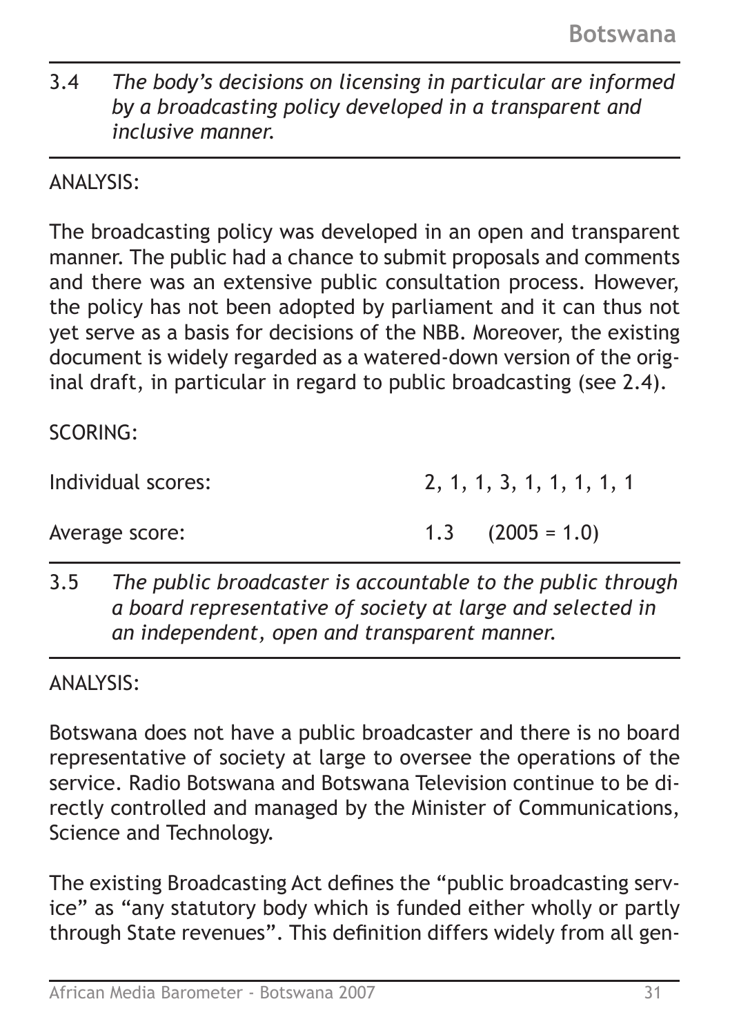3.4 *The body's decisions on licensing in particular are informed by a broadcasting policy developed in a transparent and inclusive manner.*

ANALYSIS:

The broadcasting policy was developed in an open and transparent manner. The public had a chance to submit proposals and comments and there was an extensive public consultation process. However, the policy has not been adopted by parliament and it can thus not yet serve as a basis for decisions of the NBB. Moreover, the existing document is widely regarded as a watered-down version of the original draft, in particular in regard to public broadcasting (see 2.4).

SCORING:

Individual scores: 2, 1, 1, 3, 1, 1, 1, 1, 1

Average score: 1.3 (2005 = 1.0)

3.5 *The public broadcaster is accountable to the public through a board representative of society at large and selected in an independent, open and transparent manner.*

ANALYSIS:

Botswana does not have a public broadcaster and there is no board representative of society at large to oversee the operations of the service. Radio Botswana and Botswana Television continue to be directly controlled and managed by the Minister of Communications, Science and Technology.

The existing Broadcasting Act defines the "public broadcasting service" as "any statutory body which is funded either wholly or partly through State revenues". This definition differs widely from all gen-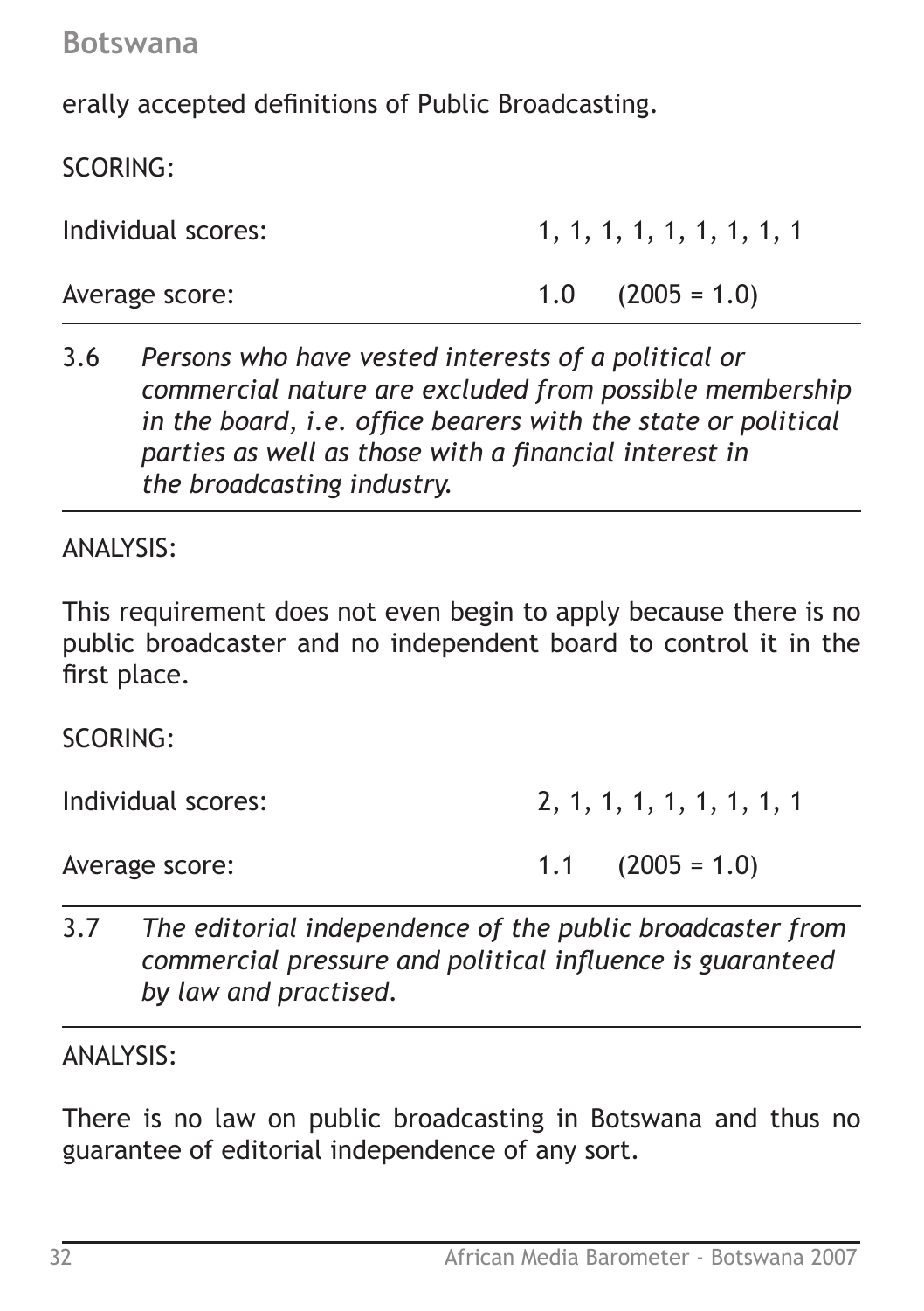erally accepted definitions of Public Broadcasting.

SCORING:

| | |
|---|---|
| Individual scores: | 1, 1, 1, 1, 1, 1, 1, 1, 1 |
| Average score: | 1.0 (2005 = 1.0) |

3.6 *Persons who have vested interests of a political or commercial nature are excluded from possible membership in the board, i.e. office bearers with the state or political parties as well as those with a financial interest in the broadcasting industry.*

ANALYSIS:

This requirement does not even begin to apply because there is no public broadcaster and no independent board to control it in the first place.

SCORING:

| | |
|---|---|
| Individual scores: | 2, 1, 1, 1, 1, 1, 1, 1, 1 |
| Average score: | 1.1 (2005 = 1.0) |

3.7 *The editorial independence of the public broadcaster from commercial pressure and political influence is guaranteed by law and practised.*

ANALYSIS:

There is no law on public broadcasting in Botswana and thus no guarantee of editorial independence of any sort.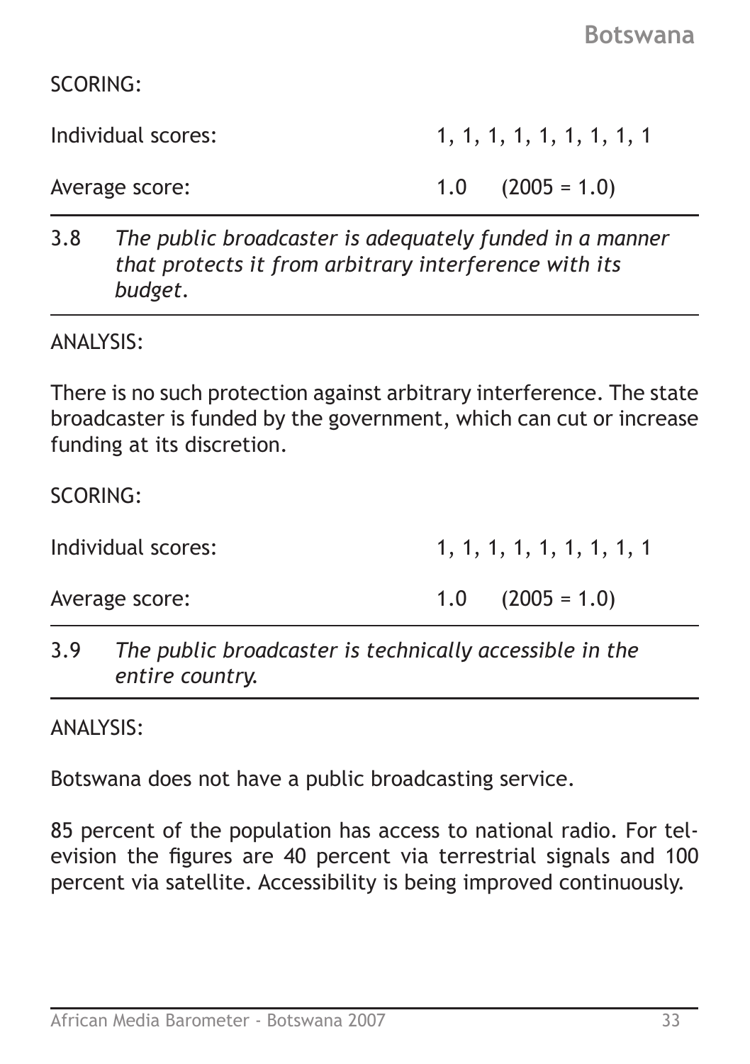SCORING:

Individual scores: 1, 1, 1, 1, 1, 1, 1, 1, 1

Average score: 1.0 (2005 = 1.0)

---

3.8 *The public broadcaster is adequately funded in a manner that protects it from arbitrary interference with its budget.*

---

ANALYSIS:

There is no such protection against arbitrary interference. The state broadcaster is funded by the government, which can cut or increase funding at its discretion.

SCORING:

Individual scores: 1, 1, 1, 1, 1, 1, 1, 1, 1

Average score: 1.0 (2005 = 1.0)

---

3.9 *The public broadcaster is technically accessible in the entire country.*

---

ANALYSIS:

Botswana does not have a public broadcasting service.

85 percent of the population has access to national radio. For television the figures are 40 percent via terrestrial signals and 100 percent via satellite. Accessibility is being improved continuously.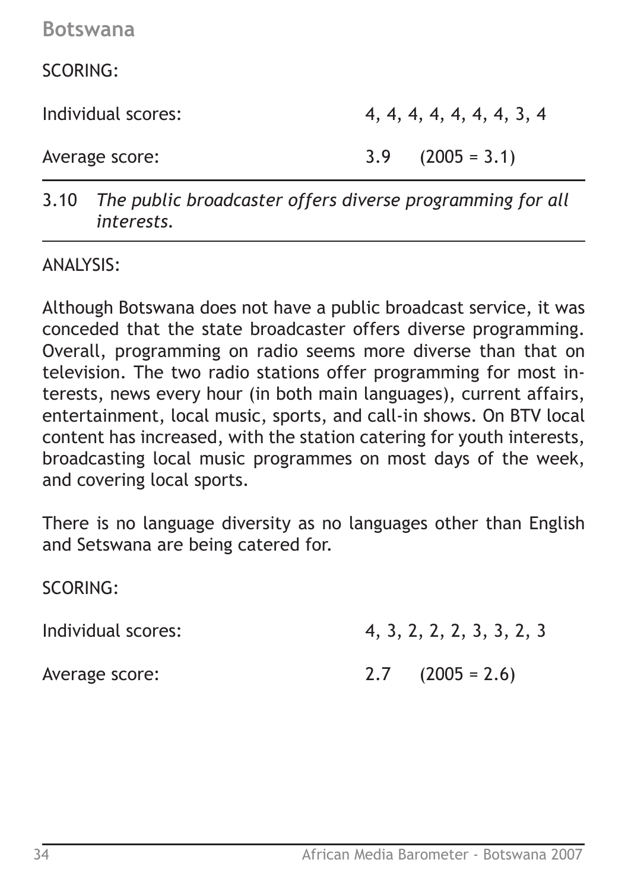SCORING:

Individual scores: 4, 4, 4, 4, 4, 4, 4, 3, 4

Average score: 3.9 (2005 = 3.1)

---

3.10 *The public broadcaster offers diverse programming for all interests.*

---

ANALYSIS:

Although Botswana does not have a public broadcast service, it was conceded that the state broadcaster offers diverse programming. Overall, programming on radio seems more diverse than that on television. The two radio stations offer programming for most interests, news every hour (in both main languages), current affairs, entertainment, local music, sports, and call-in shows. On BTV local content has increased, with the station catering for youth interests, broadcasting local music programmes on most days of the week, and covering local sports.

There is no language diversity as no languages other than English and Setswana are being catered for.

SCORING:

Individual scores: 4, 3, 2, 2, 2, 3, 3, 2, 3

Average score: 2.7 (2005 = 2.6)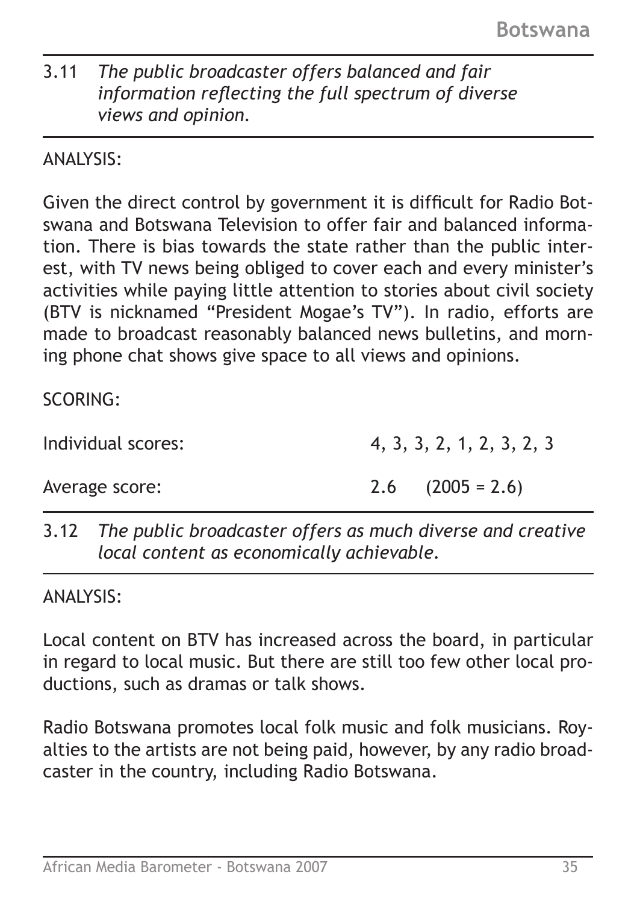3.11 *The public broadcaster offers balanced and fair information reflecting the full spectrum of diverse views and opinion.*

ANALYSIS:

Given the direct control by government it is difficult for Radio Botswana and Botswana Television to offer fair and balanced information. There is bias towards the state rather than the public interest, with TV news being obliged to cover each and every minister's activities while paying little attention to stories about civil society (BTV is nicknamed "President Mogae's TV"). In radio, efforts are made to broadcast reasonably balanced news bulletins, and morning phone chat shows give space to all views and opinions.

SCORING:

| | |
|---|---|
| Individual scores: | 4, 3, 3, 2, 1, 2, 3, 2, 3 |
| Average score: | 2.6 (2005 = 2.6) |

3.12 *The public broadcaster offers as much diverse and creative local content as economically achievable.*

ANALYSIS:

Local content on BTV has increased across the board, in particular in regard to local music. But there are still too few other local productions, such as dramas or talk shows.

Radio Botswana promotes local folk music and folk musicians. Royalties to the artists are not being paid, however, by any radio broadcaster in the country, including Radio Botswana.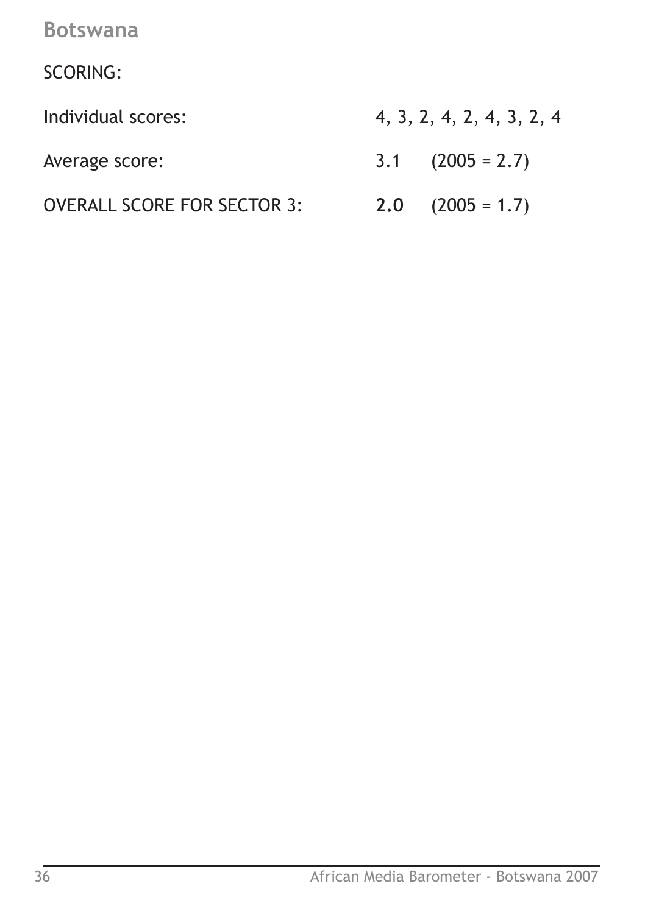SCORING:

| | |
|---|---|
| Individual scores: | 4, 3, 2, 4, 2, 4, 3, 2, 4 |
| Average score: | 3.1 (2005 = 2.7) |
| OVERALL SCORE FOR SECTOR 3: | **2.0** (2005 = 1.7) |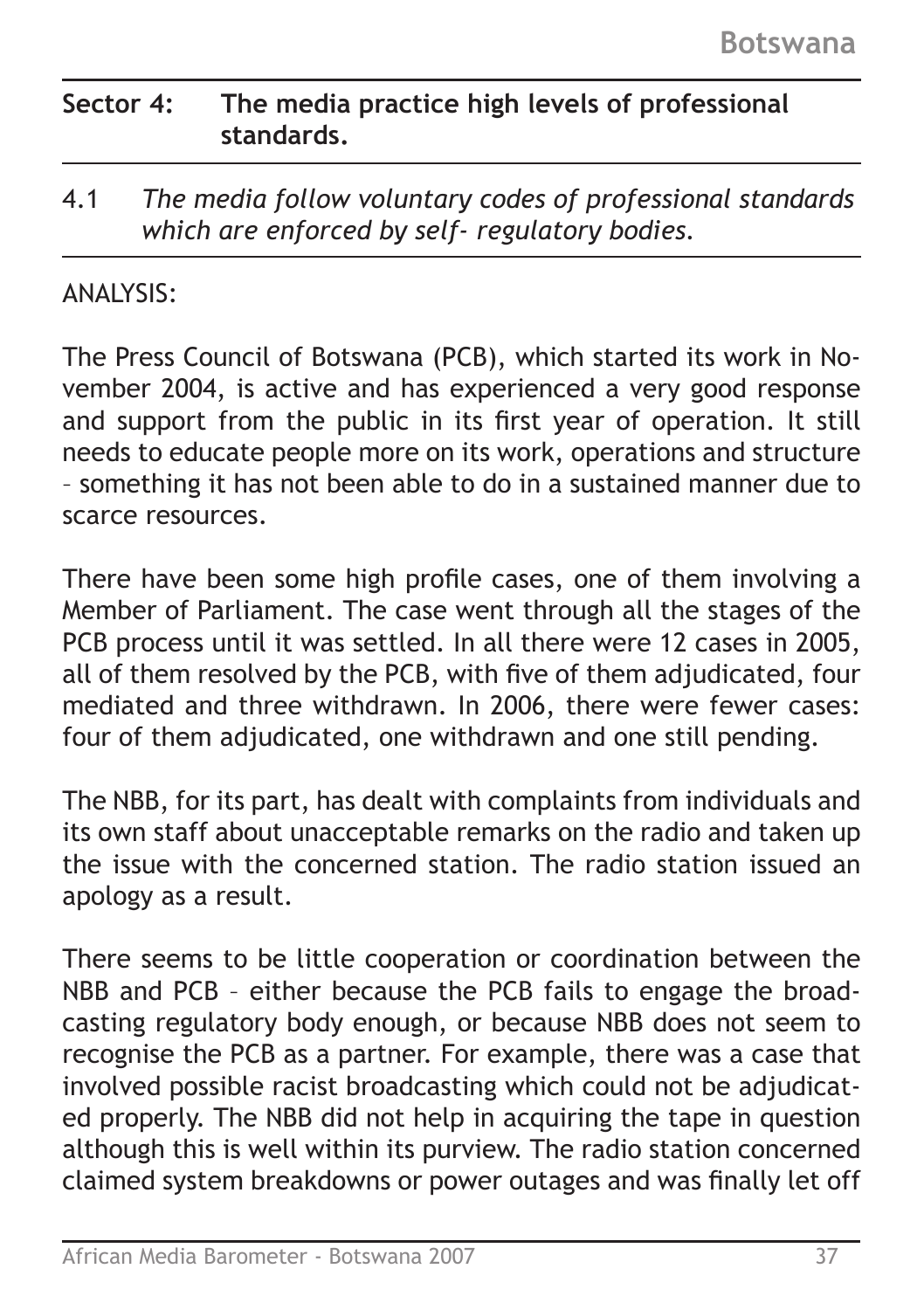## Sector 4: The media practice high levels of professional standards.

4.1 *The media follow voluntary codes of professional standards which are enforced by self- regulatory bodies.*

ANALYSIS:

The Press Council of Botswana (PCB), which started its work in November 2004, is active and has experienced a very good response and support from the public in its first year of operation. It still needs to educate people more on its work, operations and structure – something it has not been able to do in a sustained manner due to scarce resources.

There have been some high profile cases, one of them involving a Member of Parliament. The case went through all the stages of the PCB process until it was settled. In all there were 12 cases in 2005, all of them resolved by the PCB, with five of them adjudicated, four mediated and three withdrawn. In 2006, there were fewer cases: four of them adjudicated, one withdrawn and one still pending.

The NBB, for its part, has dealt with complaints from individuals and its own staff about unacceptable remarks on the radio and taken up the issue with the concerned station. The radio station issued an apology as a result.

There seems to be little cooperation or coordination between the NBB and PCB – either because the PCB fails to engage the broadcasting regulatory body enough, or because NBB does not seem to recognise the PCB as a partner. For example, there was a case that involved possible racist broadcasting which could not be adjudicated properly. The NBB did not help in acquiring the tape in question although this is well within its purview. The radio station concerned claimed system breakdowns or power outages and was finally let off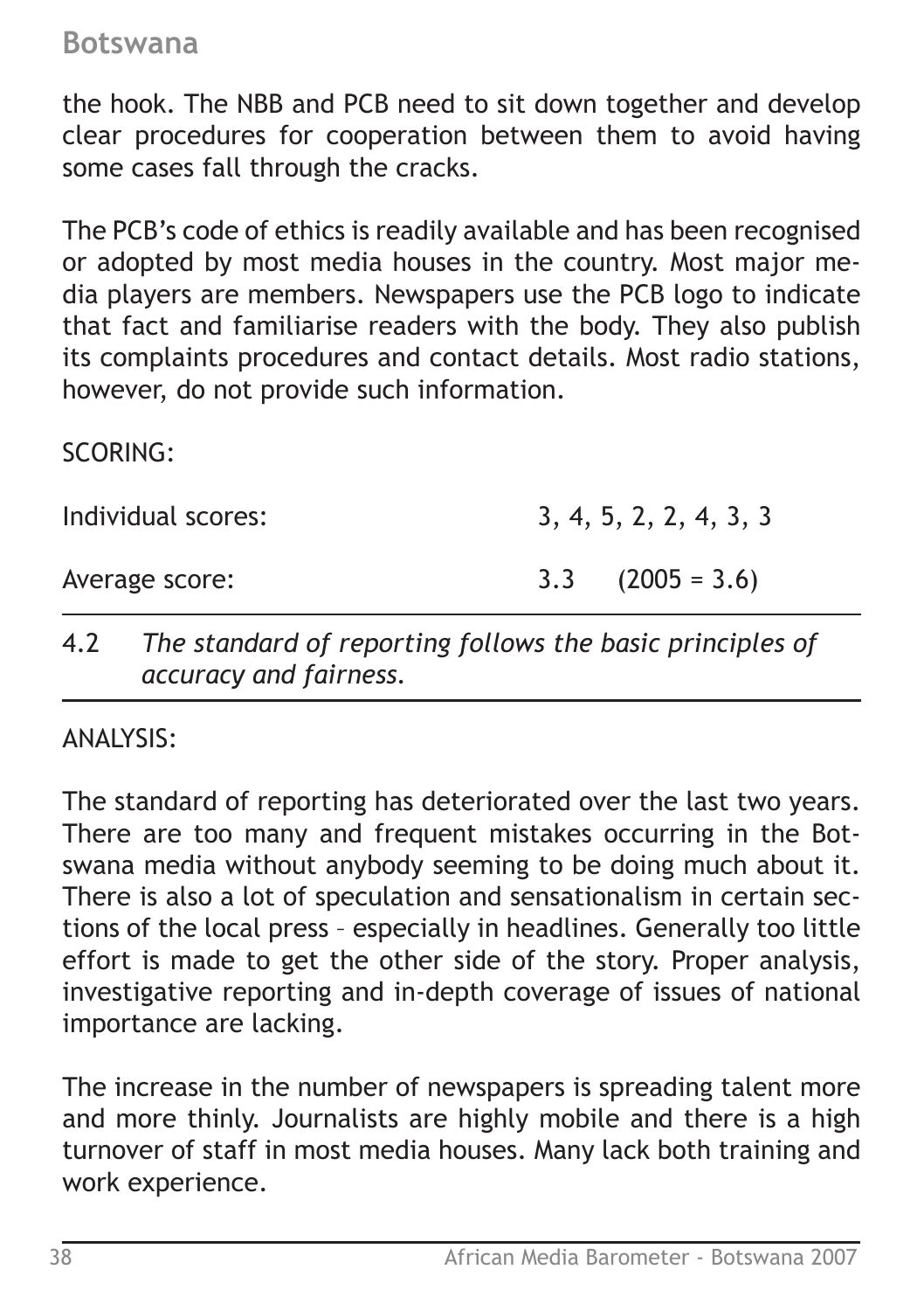the hook. The NBB and PCB need to sit down together and develop clear procedures for cooperation between them to avoid having some cases fall through the cracks.

The PCB's code of ethics is readily available and has been recognised or adopted by most media houses in the country. Most major media players are members. Newspapers use the PCB logo to indicate that fact and familiarise readers with the body. They also publish its complaints procedures and contact details. Most radio stations, however, do not provide such information.

SCORING:

| | |
|---|---|
| Individual scores: | 3, 4, 5, 2, 2, 4, 3, 3 |
| Average score: | 3.3 (2005 = 3.6) |

4.2 *The standard of reporting follows the basic principles of accuracy and fairness.*

ANALYSIS:

The standard of reporting has deteriorated over the last two years. There are too many and frequent mistakes occurring in the Botswana media without anybody seeming to be doing much about it. There is also a lot of speculation and sensationalism in certain sections of the local press – especially in headlines. Generally too little effort is made to get the other side of the story. Proper analysis, investigative reporting and in-depth coverage of issues of national importance are lacking.

The increase in the number of newspapers is spreading talent more and more thinly. Journalists are highly mobile and there is a high turnover of staff in most media houses. Many lack both training and work experience.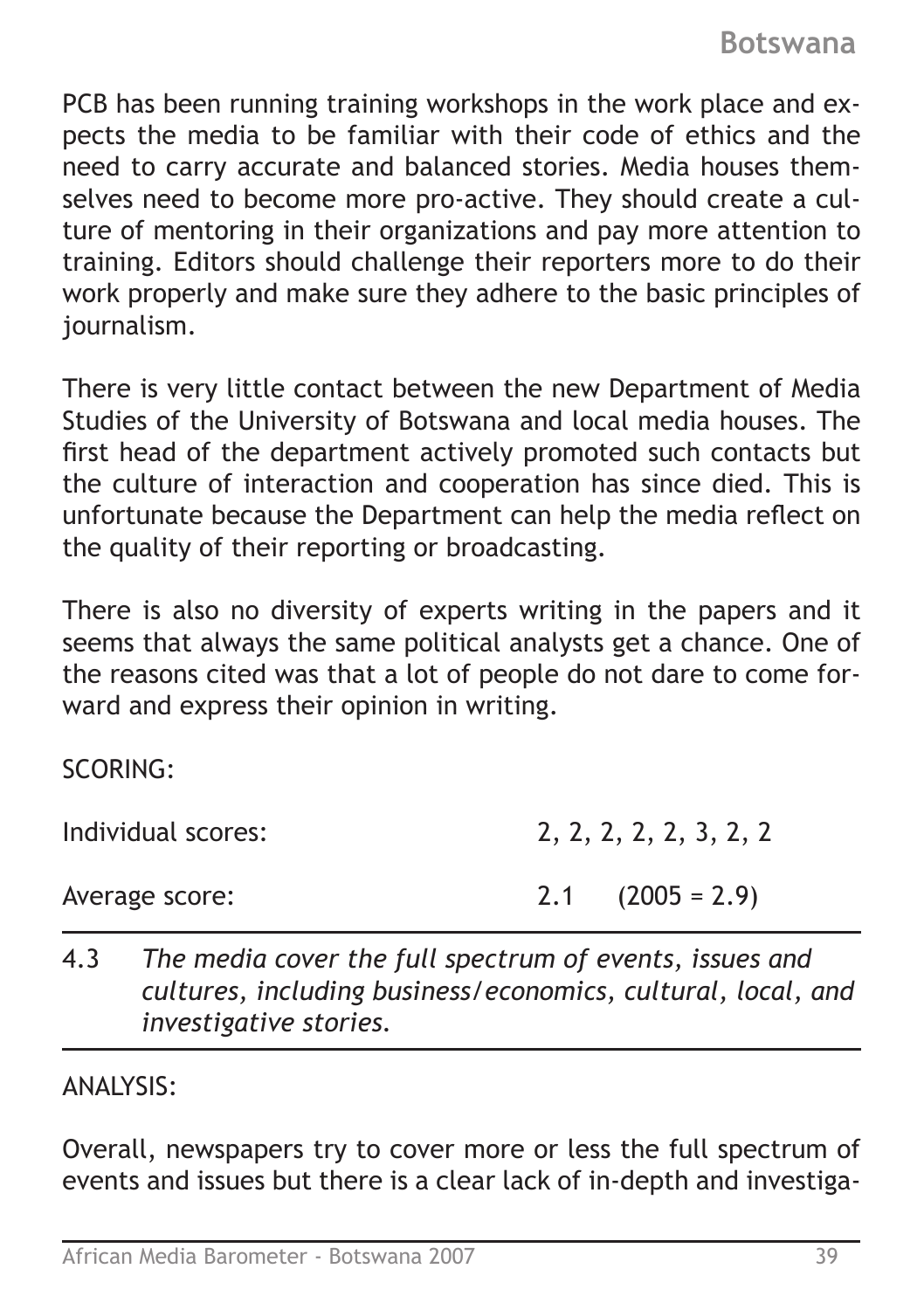PCB has been running training workshops in the work place and expects the media to be familiar with their code of ethics and the need to carry accurate and balanced stories. Media houses themselves need to become more pro-active. They should create a culture of mentoring in their organizations and pay more attention to training. Editors should challenge their reporters more to do their work properly and make sure they adhere to the basic principles of journalism.

There is very little contact between the new Department of Media Studies of the University of Botswana and local media houses. The first head of the department actively promoted such contacts but the culture of interaction and cooperation has since died. This is unfortunate because the Department can help the media reflect on the quality of their reporting or broadcasting.

There is also no diversity of experts writing in the papers and it seems that always the same political analysts get a chance. One of the reasons cited was that a lot of people do not dare to come forward and express their opinion in writing.

SCORING:

| | |
|---|---|
| Individual scores: | 2, 2, 2, 2, 2, 3, 2, 2 |
| Average score: | 2.1 (2005 = 2.9) |

---

4.3 *The media cover the full spectrum of events, issues and cultures, including business/economics, cultural, local, and investigative stories.*

---

ANALYSIS:

Overall, newspapers try to cover more or less the full spectrum of events and issues but there is a clear lack of in-depth and investiga-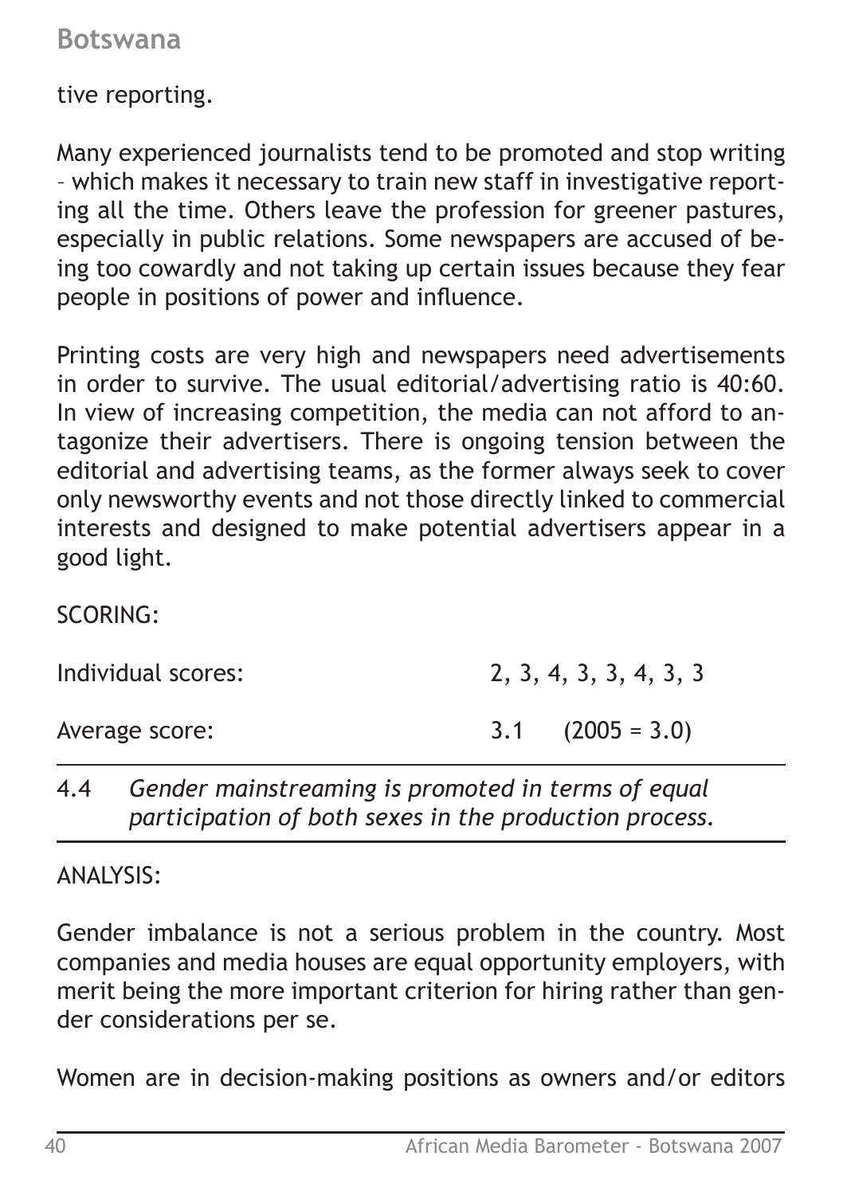tive reporting.

Many experienced journalists tend to be promoted and stop writing – which makes it necessary to train new staff in investigative reporting all the time. Others leave the profession for greener pastures, especially in public relations. Some newspapers are accused of being too cowardly and not taking up certain issues because they fear people in positions of power and influence.

Printing costs are very high and newspapers need advertisements in order to survive. The usual editorial/advertising ratio is 40:60. In view of increasing competition, the media can not afford to antagonize their advertisers. There is ongoing tension between the editorial and advertising teams, as the former always seek to cover only newsworthy events and not those directly linked to commercial interests and designed to make potential advertisers appear in a good light.

SCORING:

| | |
|---|---|
| Individual scores: | 2, 3, 4, 3, 3, 4, 3, 3 |
| Average score: | 3.1 (2005 = 3.0) |

4.4 *Gender mainstreaming is promoted in terms of equal participation of both sexes in the production process.*

ANALYSIS:

Gender imbalance is not a serious problem in the country. Most companies and media houses are equal opportunity employers, with merit being the more important criterion for hiring rather than gender considerations per se.

Women are in decision-making positions as owners and/or editors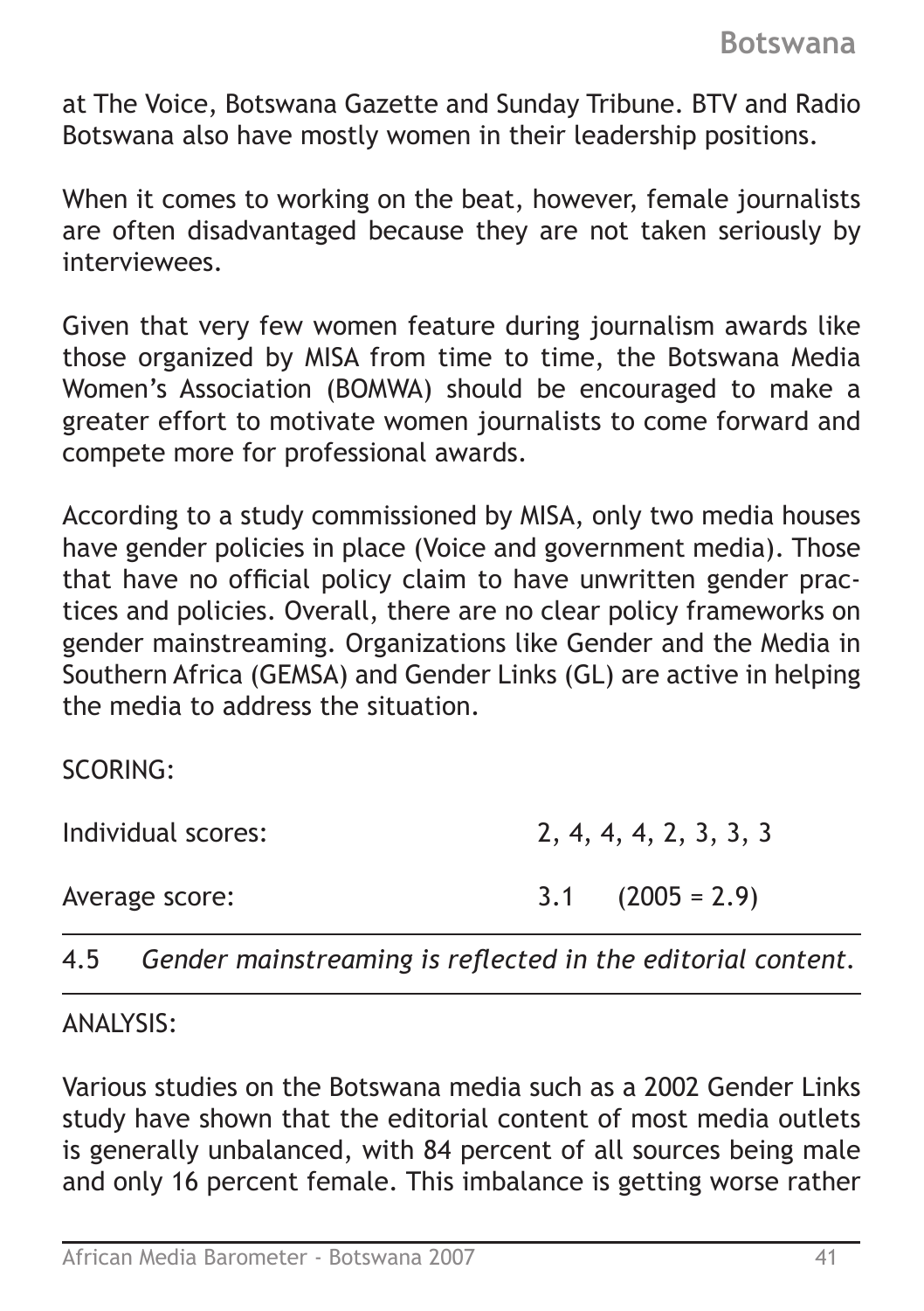at The Voice, Botswana Gazette and Sunday Tribune. BTV and Radio Botswana also have mostly women in their leadership positions.

When it comes to working on the beat, however, female journalists are often disadvantaged because they are not taken seriously by interviewees.

Given that very few women feature during journalism awards like those organized by MISA from time to time, the Botswana Media Women's Association (BOMWA) should be encouraged to make a greater effort to motivate women journalists to come forward and compete more for professional awards.

According to a study commissioned by MISA, only two media houses have gender policies in place (Voice and government media). Those that have no official policy claim to have unwritten gender practices and policies. Overall, there are no clear policy frameworks on gender mainstreaming. Organizations like Gender and the Media in Southern Africa (GEMSA) and Gender Links (GL) are active in helping the media to address the situation.

SCORING:

| | |
|---|---|
| Individual scores: | 2, 4, 4, 4, 2, 3, 3, 3 |
| Average score: | 3.1 (2005 = 2.9) |

---

4.5 *Gender mainstreaming is reflected in the editorial content.*

---

ANALYSIS:

Various studies on the Botswana media such as a 2002 Gender Links study have shown that the editorial content of most media outlets is generally unbalanced, with 84 percent of all sources being male and only 16 percent female. This imbalance is getting worse rather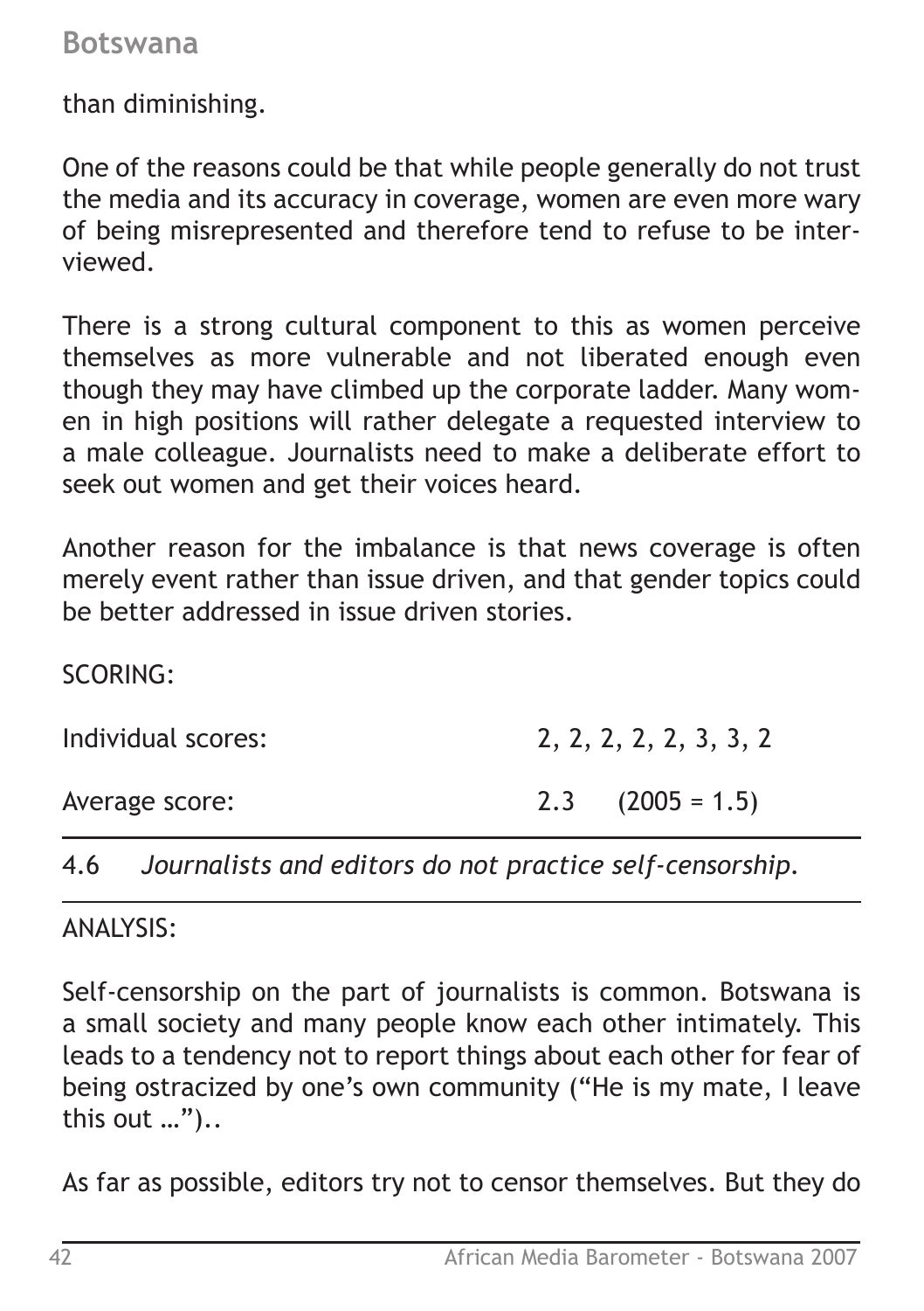than diminishing.

One of the reasons could be that while people generally do not trust the media and its accuracy in coverage, women are even more wary of being misrepresented and therefore tend to refuse to be interviewed.

There is a strong cultural component to this as women perceive themselves as more vulnerable and not liberated enough even though they may have climbed up the corporate ladder. Many women in high positions will rather delegate a requested interview to a male colleague. Journalists need to make a deliberate effort to seek out women and get their voices heard.

Another reason for the imbalance is that news coverage is often merely event rather than issue driven, and that gender topics could be better addressed in issue driven stories.

SCORING:

| | |
|---|---|
| Individual scores: | 2, 2, 2, 2, 2, 3, 3, 2 |
| Average score: | 2.3 (2005 = 1.5) |

4.6 *Journalists and editors do not practice self-censorship.*

ANALYSIS:

Self-censorship on the part of journalists is common. Botswana is a small society and many people know each other intimately. This leads to a tendency not to report things about each other for fear of being ostracized by one's own community ("He is my mate, I leave this out …")..

As far as possible, editors try not to censor themselves. But they do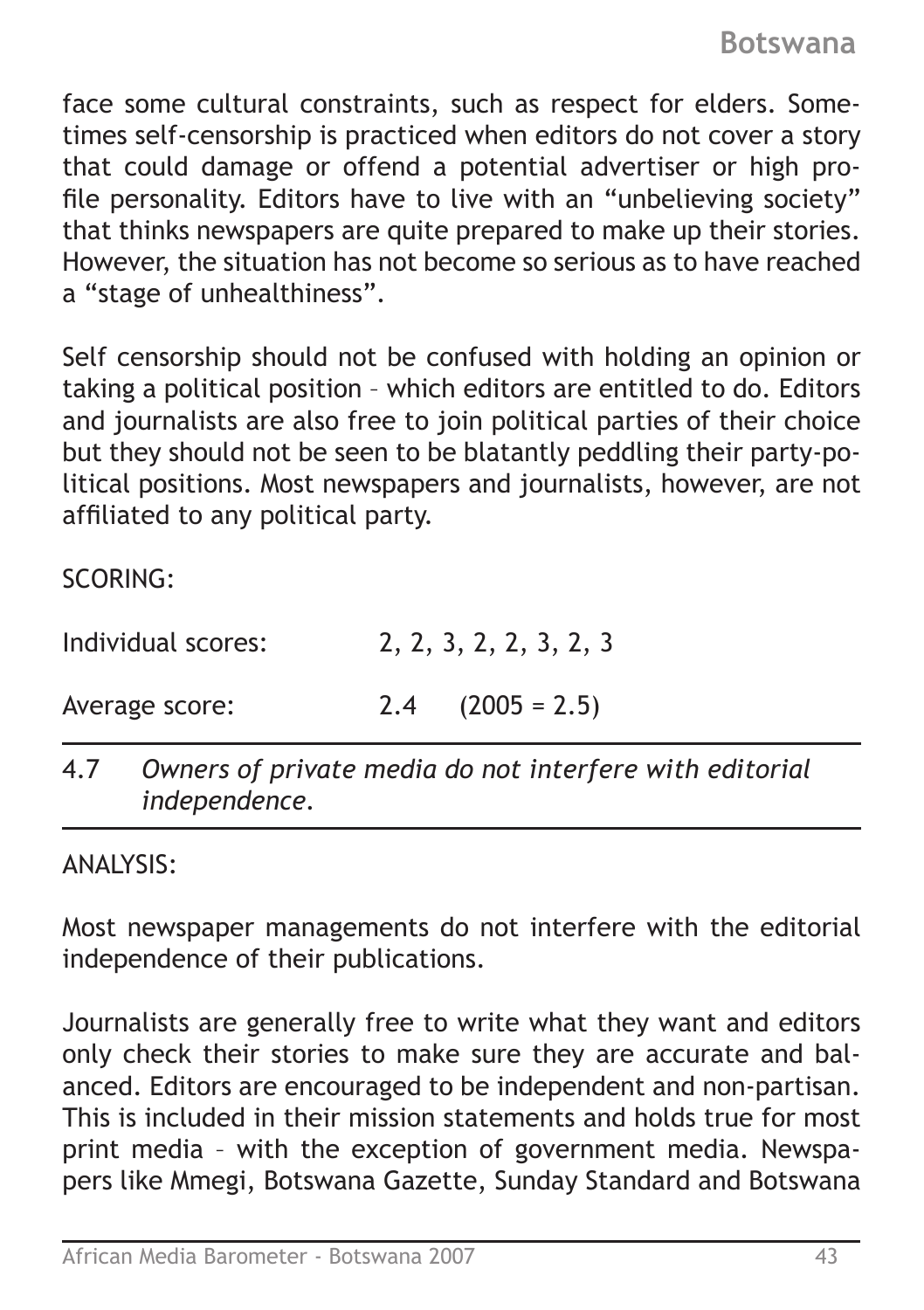face some cultural constraints, such as respect for elders. Sometimes self-censorship is practiced when editors do not cover a story that could damage or offend a potential advertiser or high profile personality. Editors have to live with an "unbelieving society" that thinks newspapers are quite prepared to make up their stories. However, the situation has not become so serious as to have reached a "stage of unhealthiness".

Self censorship should not be confused with holding an opinion or taking a political position – which editors are entitled to do. Editors and journalists are also free to join political parties of their choice but they should not be seen to be blatantly peddling their party-political positions. Most newspapers and journalists, however, are not affiliated to any political party.

SCORING:

| | |
|---|---|
| Individual scores: | 2, 2, 3, 2, 2, 3, 2, 3 |
| Average score: | 2.4 (2005 = 2.5) |

---

4.7 *Owners of private media do not interfere with editorial independence.*

---

ANALYSIS:

Most newspaper managements do not interfere with the editorial independence of their publications.

Journalists are generally free to write what they want and editors only check their stories to make sure they are accurate and balanced. Editors are encouraged to be independent and non-partisan. This is included in their mission statements and holds true for most print media – with the exception of government media. Newspapers like Mmegi, Botswana Gazette, Sunday Standard and Botswana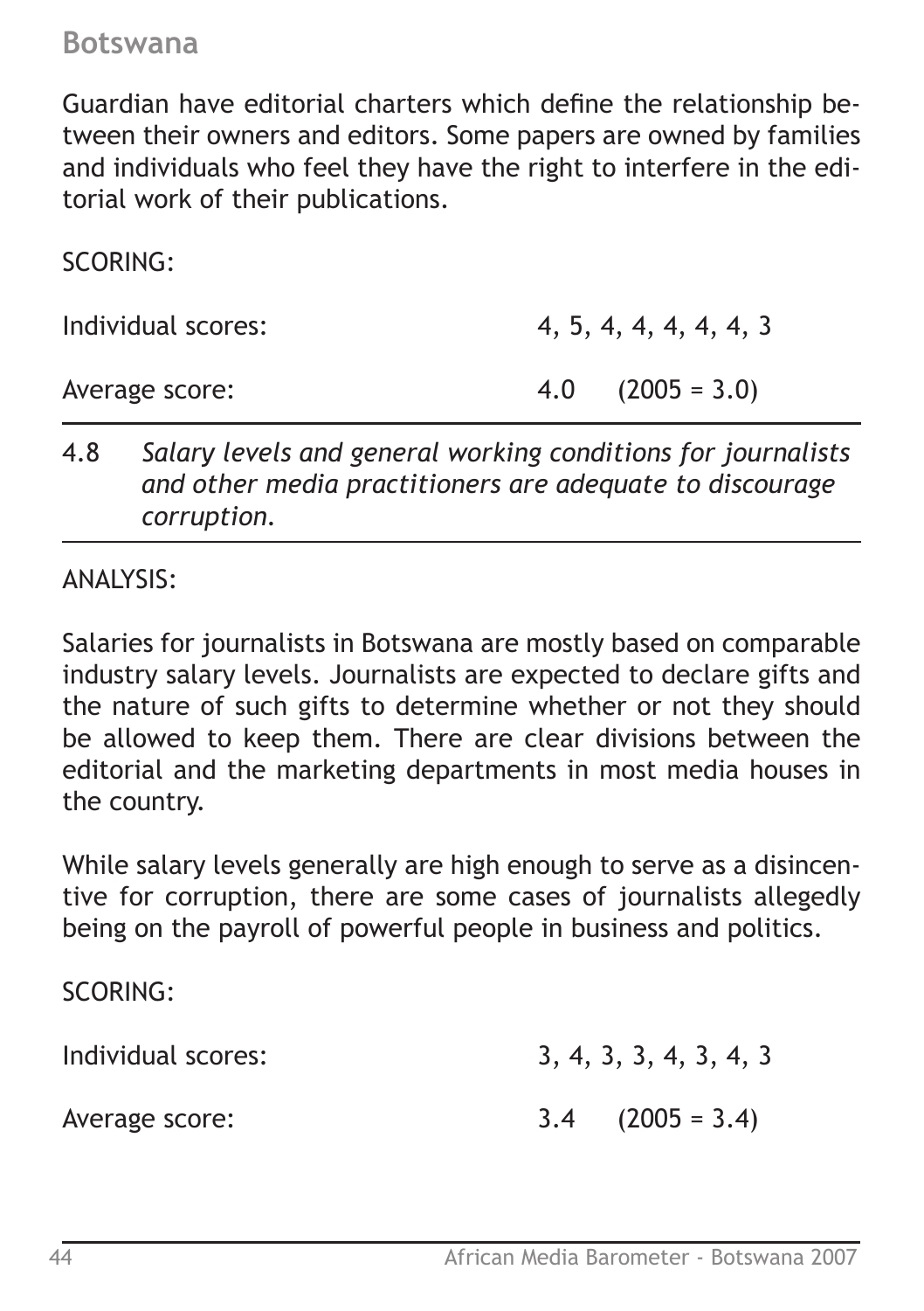Guardian have editorial charters which define the relationship between their owners and editors. Some papers are owned by families and individuals who feel they have the right to interfere in the editorial work of their publications.

SCORING:

Individual scores: 4, 5, 4, 4, 4, 4, 3

Average score: 4.0 (2005 = 3.0)

---

4.8 *Salary levels and general working conditions for journalists and other media practitioners are adequate to discourage corruption.*

---

ANALYSIS:

Salaries for journalists in Botswana are mostly based on comparable industry salary levels. Journalists are expected to declare gifts and the nature of such gifts to determine whether or not they should be allowed to keep them. There are clear divisions between the editorial and the marketing departments in most media houses in the country.

While salary levels generally are high enough to serve as a disincentive for corruption, there are some cases of journalists allegedly being on the payroll of powerful people in business and politics.

SCORING:

Individual scores: 3, 4, 3, 3, 4, 3, 4, 3

Average score: 3.4 (2005 = 3.4)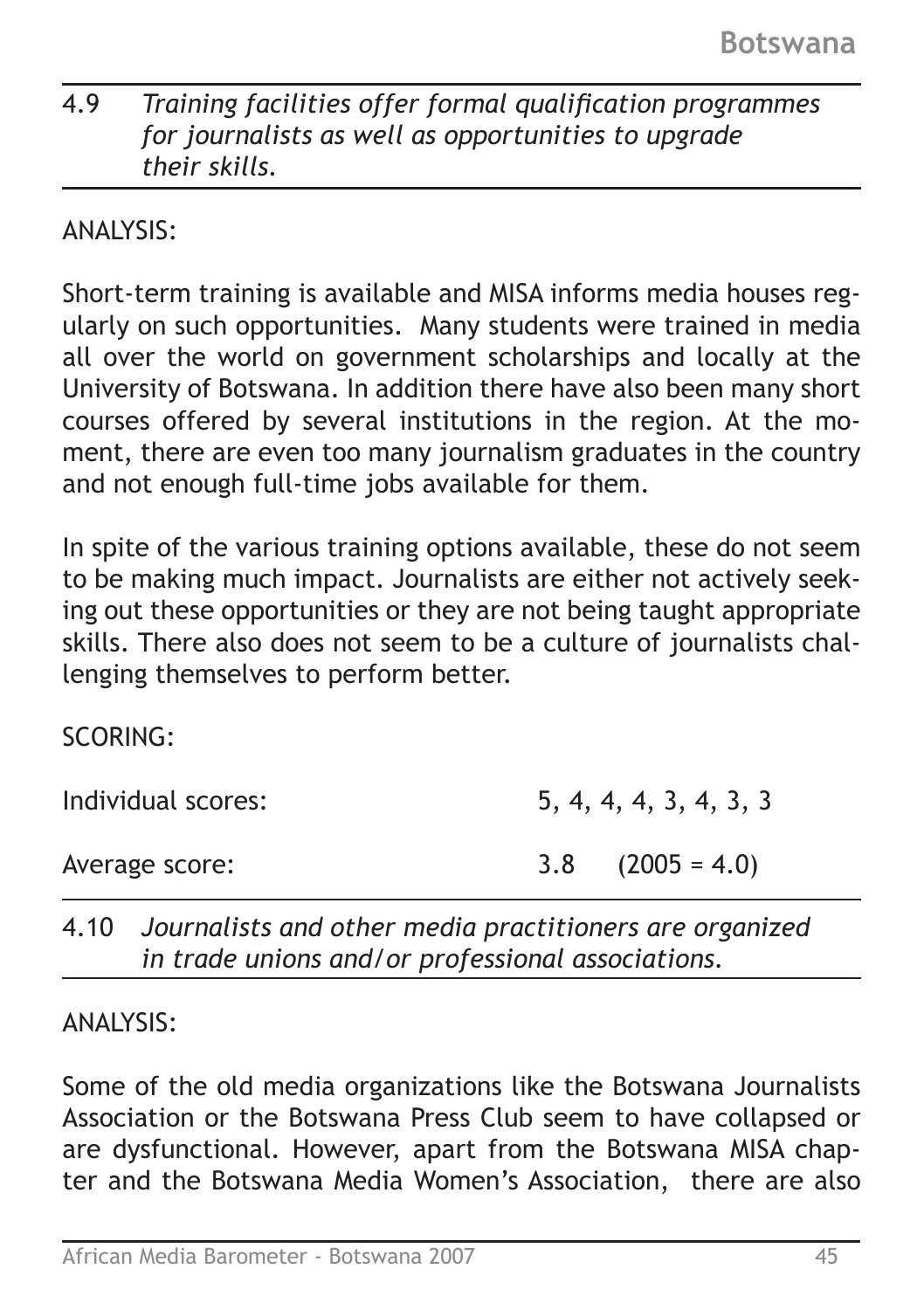4.9 *Training facilities offer formal qualification programmes for journalists as well as opportunities to upgrade their skills.*

ANALYSIS:

Short-term training is available and MISA informs media houses regularly on such opportunities. Many students were trained in media all over the world on government scholarships and locally at the University of Botswana. In addition there have also been many short courses offered by several institutions in the region. At the moment, there are even too many journalism graduates in the country and not enough full-time jobs available for them.

In spite of the various training options available, these do not seem to be making much impact. Journalists are either not actively seeking out these opportunities or they are not being taught appropriate skills. There also does not seem to be a culture of journalists challenging themselves to perform better.

SCORING:

| | |
|---|---|
| Individual scores: | 5, 4, 4, 4, 3, 4, 3, 3 |
| Average score: | 3.8 (2005 = 4.0) |

4.10 *Journalists and other media practitioners are organized in trade unions and/or professional associations.*

ANALYSIS:

Some of the old media organizations like the Botswana Journalists Association or the Botswana Press Club seem to have collapsed or are dysfunctional. However, apart from the Botswana MISA chapter and the Botswana Media Women's Association, there are also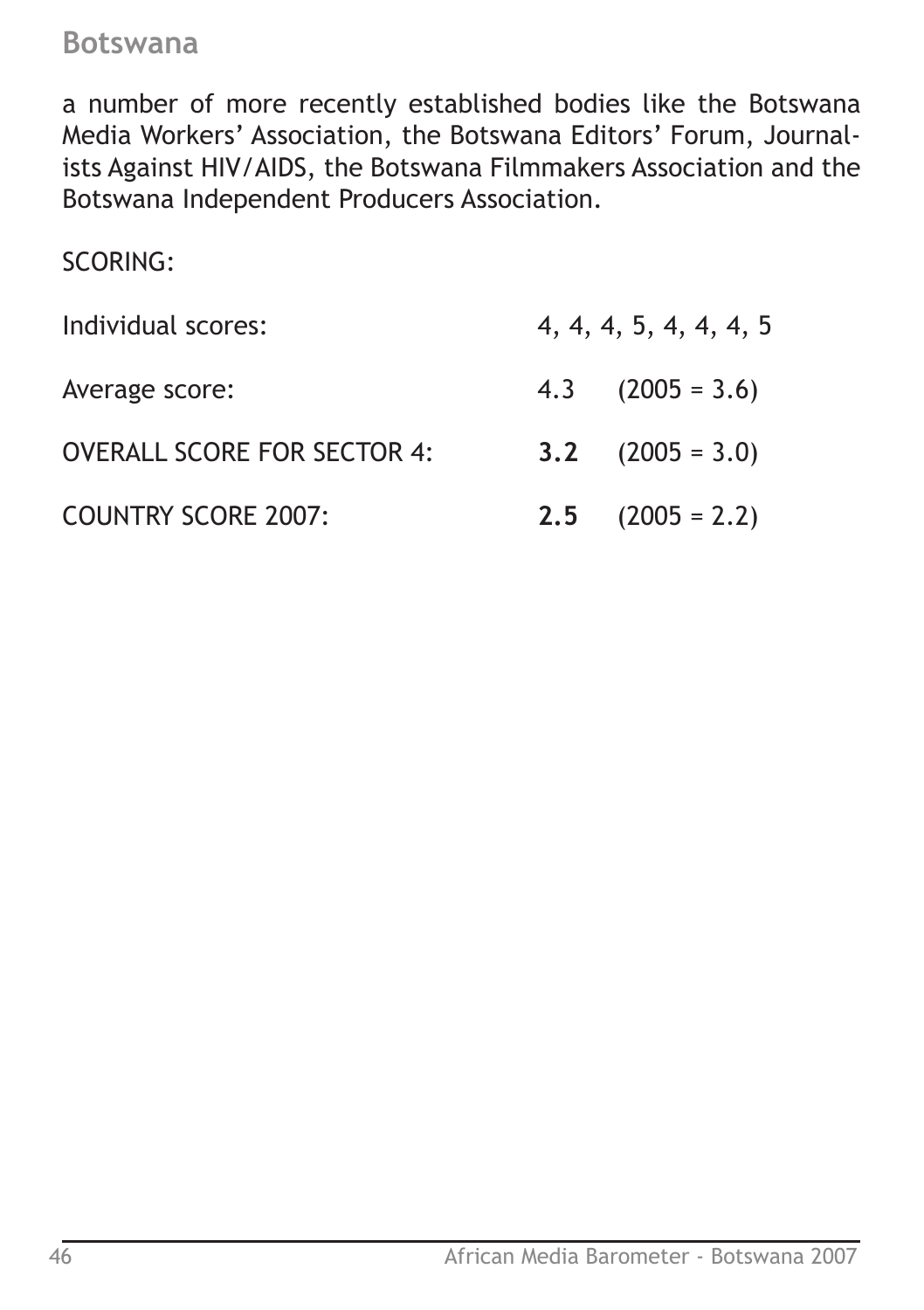a number of more recently established bodies like the Botswana Media Workers' Association, the Botswana Editors' Forum, Journalists Against HIV/AIDS, the Botswana Filmmakers Association and the Botswana Independent Producers Association.

SCORING:

Individual scores: 4, 4, 4, 5, 4, 4, 4, 5

Average score: 4.3 (2005 = 3.6)

OVERALL SCORE FOR SECTOR 4: **3.2** (2005 = 3.0)

COUNTRY SCORE 2007: **2.5** (2005 = 2.2)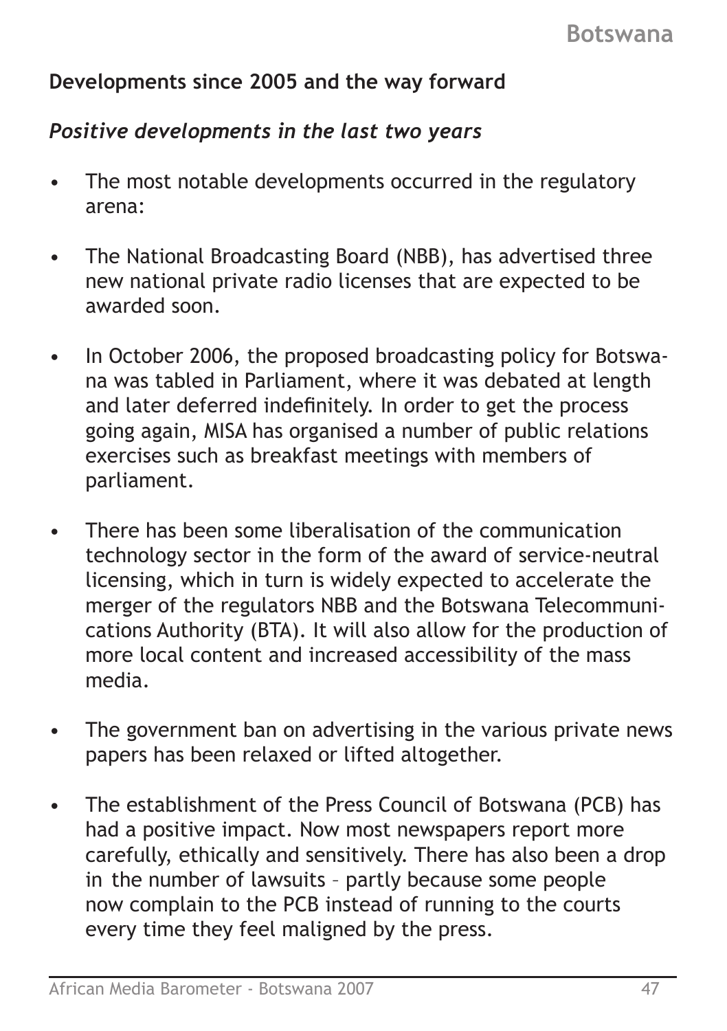## Developments since 2005 and the way forward

### *Positive developments in the last two years*

- The most notable developments occurred in the regulatory arena:
- The National Broadcasting Board (NBB), has advertised three new national private radio licenses that are expected to be awarded soon.
- In October 2006, the proposed broadcasting policy for Botswana was tabled in Parliament, where it was debated at length and later deferred indefinitely. In order to get the process going again, MISA has organised a number of public relations exercises such as breakfast meetings with members of parliament.
- There has been some liberalisation of the communication technology sector in the form of the award of service-neutral licensing, which in turn is widely expected to accelerate the merger of the regulators NBB and the Botswana Telecommunications Authority (BTA). It will also allow for the production of more local content and increased accessibility of the mass media.
- The government ban on advertising in the various private news papers has been relaxed or lifted altogether.
- The establishment of the Press Council of Botswana (PCB) has had a positive impact. Now most newspapers report more carefully, ethically and sensitively. There has also been a drop in the number of lawsuits – partly because some people now complain to the PCB instead of running to the courts every time they feel maligned by the press.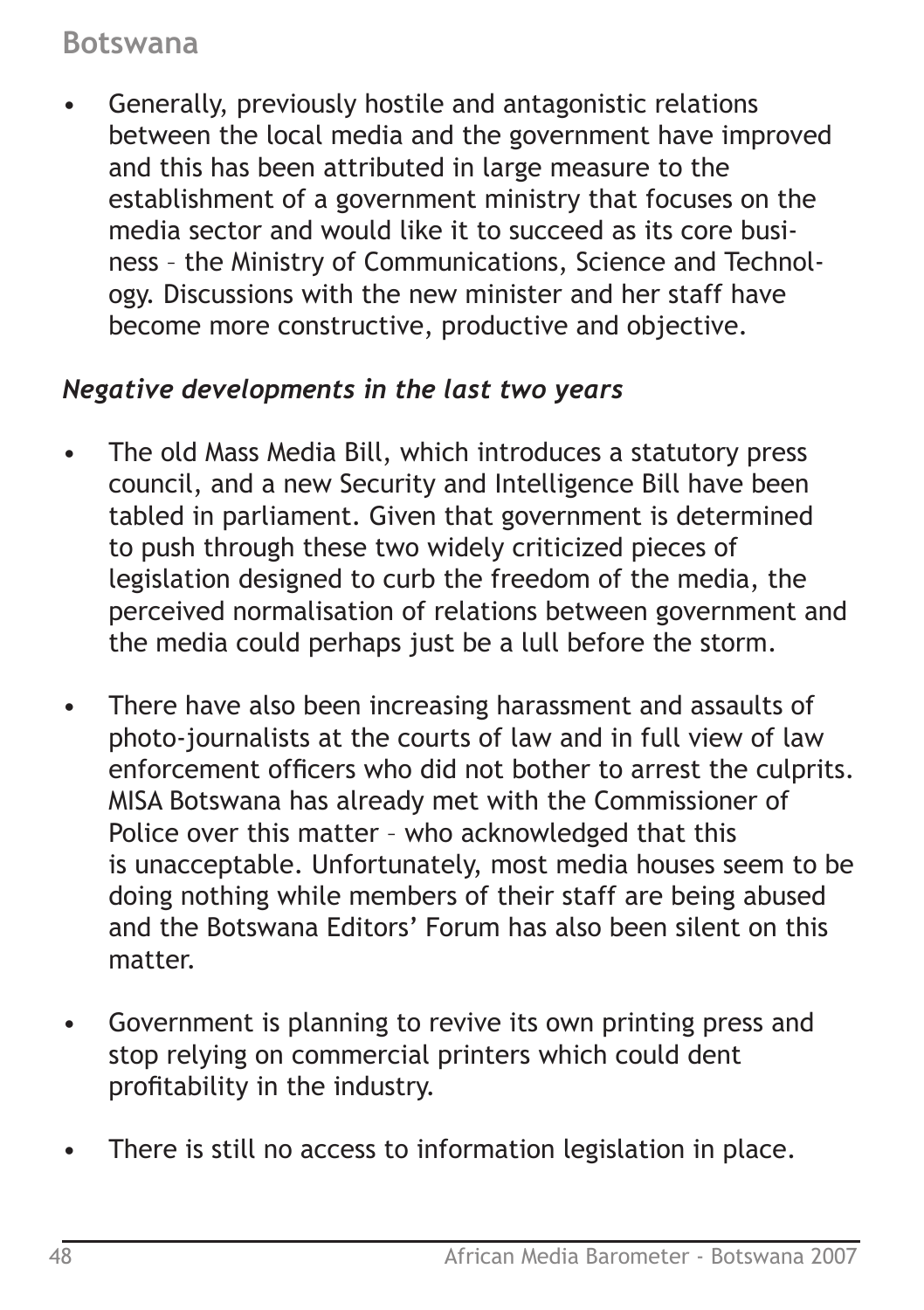- Generally, previously hostile and antagonistic relations between the local media and the government have improved and this has been attributed in large measure to the establishment of a government ministry that focuses on the media sector and would like it to succeed as its core business – the Ministry of Communications, Science and Technology. Discussions with the new minister and her staff have become more constructive, productive and objective.

### *Negative developments in the last two years*

- The old Mass Media Bill, which introduces a statutory press council, and a new Security and Intelligence Bill have been tabled in parliament. Given that government is determined to push through these two widely criticized pieces of legislation designed to curb the freedom of the media, the perceived normalisation of relations between government and the media could perhaps just be a lull before the storm.

- There have also been increasing harassment and assaults of photo-journalists at the courts of law and in full view of law enforcement officers who did not bother to arrest the culprits. MISA Botswana has already met with the Commissioner of Police over this matter – who acknowledged that this is unacceptable. Unfortunately, most media houses seem to be doing nothing while members of their staff are being abused and the Botswana Editors' Forum has also been silent on this matter.

- Government is planning to revive its own printing press and stop relying on commercial printers which could dent profitability in the industry.

- There is still no access to information legislation in place.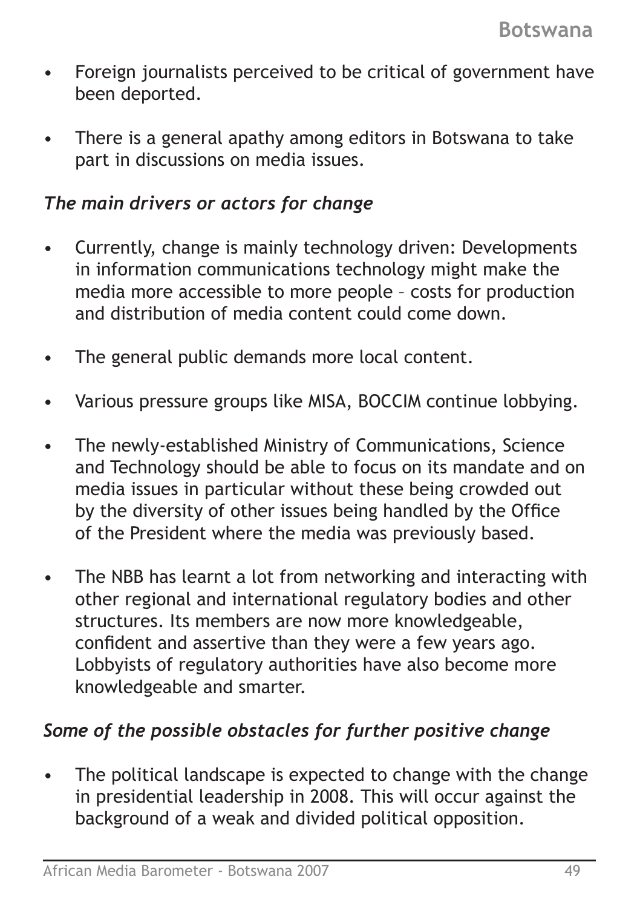- Foreign journalists perceived to be critical of government have been deported.
- There is a general apathy among editors in Botswana to take part in discussions on media issues.

*The main drivers or actors for change*

- Currently, change is mainly technology driven: Developments in information communications technology might make the media more accessible to more people – costs for production and distribution of media content could come down.
- The general public demands more local content.
- Various pressure groups like MISA, BOCCIM continue lobbying.
- The newly-established Ministry of Communications, Science and Technology should be able to focus on its mandate and on media issues in particular without these being crowded out by the diversity of other issues being handled by the Office of the President where the media was previously based.
- The NBB has learnt a lot from networking and interacting with other regional and international regulatory bodies and other structures. Its members are now more knowledgeable, confident and assertive than they were a few years ago. Lobbyists of regulatory authorities have also become more knowledgeable and smarter.

*Some of the possible obstacles for further positive change*

- The political landscape is expected to change with the change in presidential leadership in 2008. This will occur against the background of a weak and divided political opposition.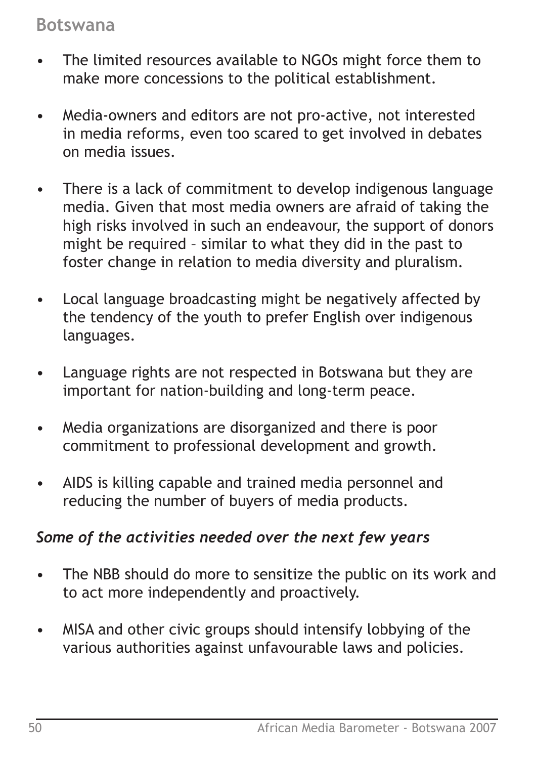- The limited resources available to NGOs might force them to make more concessions to the political establishment.
- Media-owners and editors are not pro-active, not interested in media reforms, even too scared to get involved in debates on media issues.
- There is a lack of commitment to develop indigenous language media. Given that most media owners are afraid of taking the high risks involved in such an endeavour, the support of donors might be required – similar to what they did in the past to foster change in relation to media diversity and pluralism.
- Local language broadcasting might be negatively affected by the tendency of the youth to prefer English over indigenous languages.
- Language rights are not respected in Botswana but they are important for nation-building and long-term peace.
- Media organizations are disorganized and there is poor commitment to professional development and growth.
- AIDS is killing capable and trained media personnel and reducing the number of buyers of media products.

***Some of the activities needed over the next few years***

- The NBB should do more to sensitize the public on its work and to act more independently and proactively.
- MISA and other civic groups should intensify lobbying of the various authorities against unfavourable laws and policies.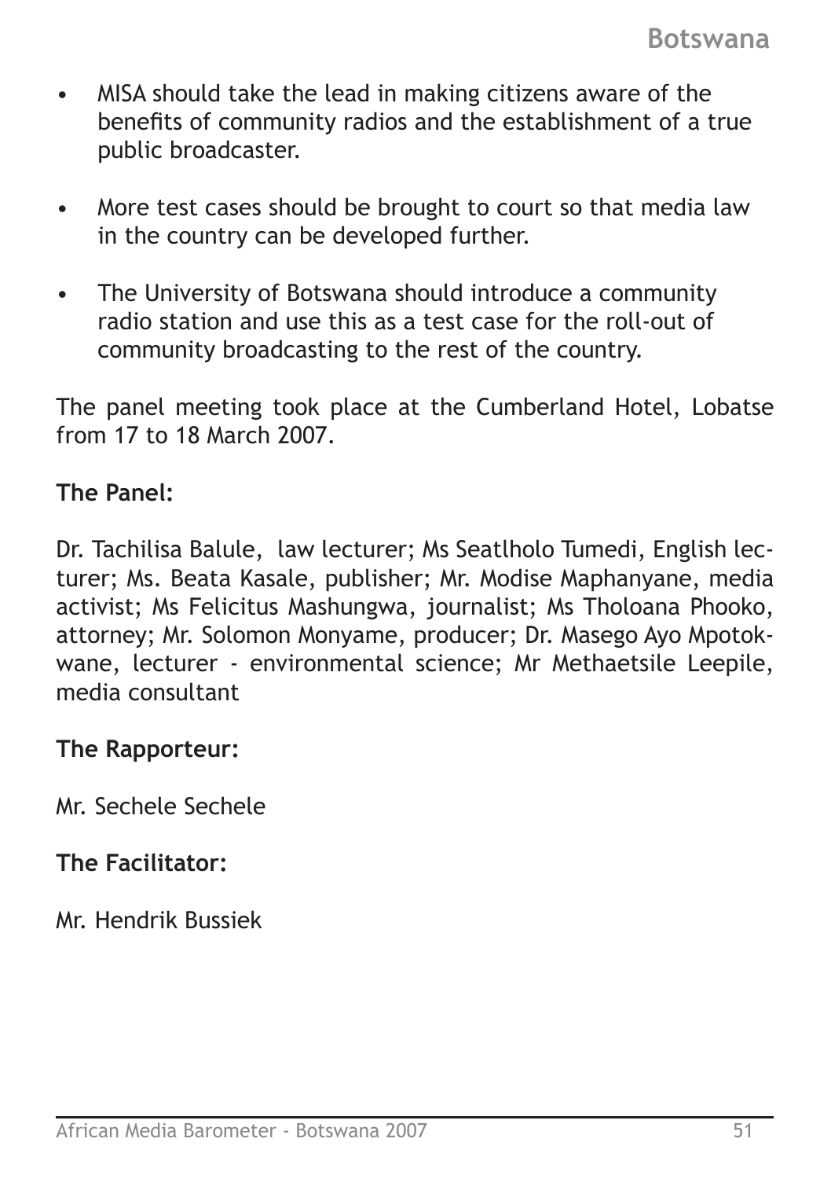- MISA should take the lead in making citizens aware of the benefits of community radios and the establishment of a true public broadcaster.
- More test cases should be brought to court so that media law in the country can be developed further.
- The University of Botswana should introduce a community radio station and use this as a test case for the roll-out of community broadcasting to the rest of the country.

The panel meeting took place at the Cumberland Hotel, Lobatse from 17 to 18 March 2007.

**The Panel:**

Dr. Tachilisa Balule, law lecturer; Ms Seatlholo Tumedi, English lecturer; Ms. Beata Kasale, publisher; Mr. Modise Maphanyane, media activist; Ms Felicitus Mashungwa, journalist; Ms Tholoana Phooko, attorney; Mr. Solomon Monyame, producer; Dr. Masego Ayo Mpotokwane, lecturer - environmental science; Mr Methaetsile Leepile, media consultant

**The Rapporteur:**

Mr. Sechele Sechele

**The Facilitator:**

Mr. Hendrik Bussiek